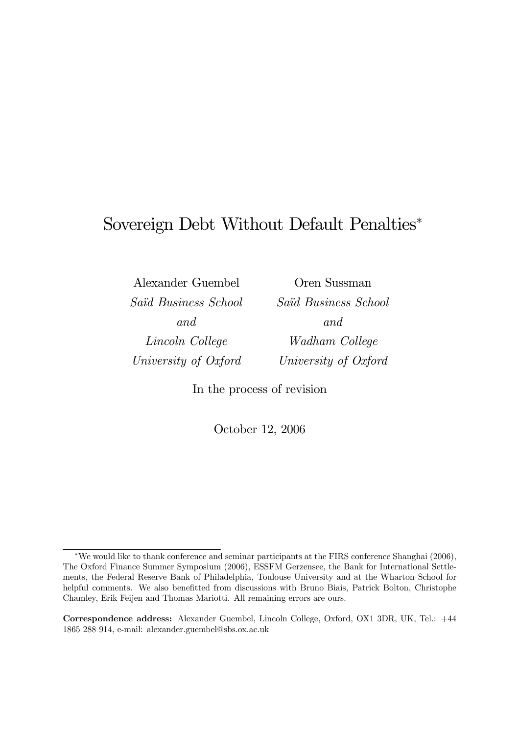# Sovereign Debt Without Default Penalties*

Alexander Guembel
*Saïd Business School*
*and*
*Lincoln College*
*University of Oxford*

Oren Sussman
*Saïd Business School*
*and*
*Wadham College*
*University of Oxford*

In the process of revision

October 12, 2006

---

*We would like to thank conference and seminar participants at the FIRS conference Shanghai (2006), The Oxford Finance Summer Symposium (2006), ESSFM Gerzensee, the Bank for International Settlements, the Federal Reserve Bank of Philadelphia, Toulouse University and at the Wharton School for helpful comments. We also benefitted from discussions with Bruno Biais, Patrick Bolton, Christophe Chamley, Erik Feijen and Thomas Mariotti. All remaining errors are ours.

**Correspondence address:** Alexander Guembel, Lincoln College, Oxford, OX1 3DR, UK, Tel.: +44 1865 288 914, e-mail: alexander.guembel@sbs.ox.ac.uk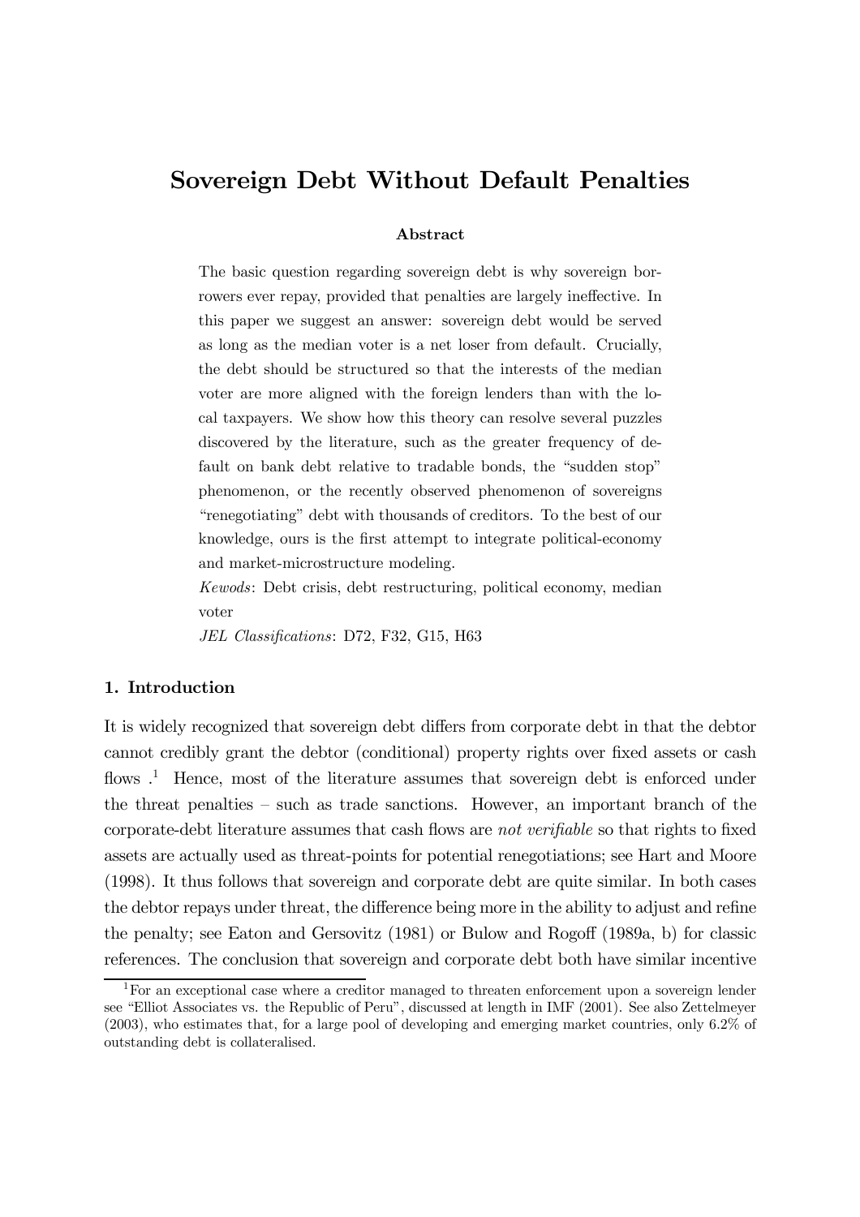# Sovereign Debt Without Default Penalties

**Abstract**

The basic question regarding sovereign debt is why sovereign borrowers ever repay, provided that penalties are largely ineffective. In this paper we suggest an answer: sovereign debt would be served as long as the median voter is a net loser from default. Crucially, the debt should be structured so that the interests of the median voter are more aligned with the foreign lenders than with the local taxpayers. We show how this theory can resolve several puzzles discovered by the literature, such as the greater frequency of default on bank debt relative to tradable bonds, the "sudden stop" phenomenon, or the recently observed phenomenon of sovereigns "renegotiating" debt with thousands of creditors. To the best of our knowledge, ours is the first attempt to integrate political-economy and market-microstructure modeling.

*Kewods*: Debt crisis, debt restructuring, political economy, median voter

*JEL Classifications*: D72, F32, G15, H63

## 1. Introduction

It is widely recognized that sovereign debt differs from corporate debt in that the debtor cannot credibly grant the debtor (conditional) property rights over fixed assets or cash flows .[1] Hence, most of the literature assumes that sovereign debt is enforced under the threat penalties – such as trade sanctions. However, an important branch of the corporate-debt literature assumes that cash flows are *not verifiable* so that rights to fixed assets are actually used as threat-points for potential renegotiations; see Hart and Moore (1998). It thus follows that sovereign and corporate debt are quite similar. In both cases the debtor repays under threat, the difference being more in the ability to adjust and refine the penalty; see Eaton and Gersovitz (1981) or Bulow and Rogoff (1989a, b) for classic references. The conclusion that sovereign and corporate debt both have similar incentive

[1] For an exceptional case where a creditor managed to threaten enforcement upon a sovereign lender see "Elliot Associates vs. the Republic of Peru", discussed at length in IMF (2001). See also Zettelmeyer (2003), who estimates that, for a large pool of developing and emerging market countries, only 6.2% of outstanding debt is collateralised.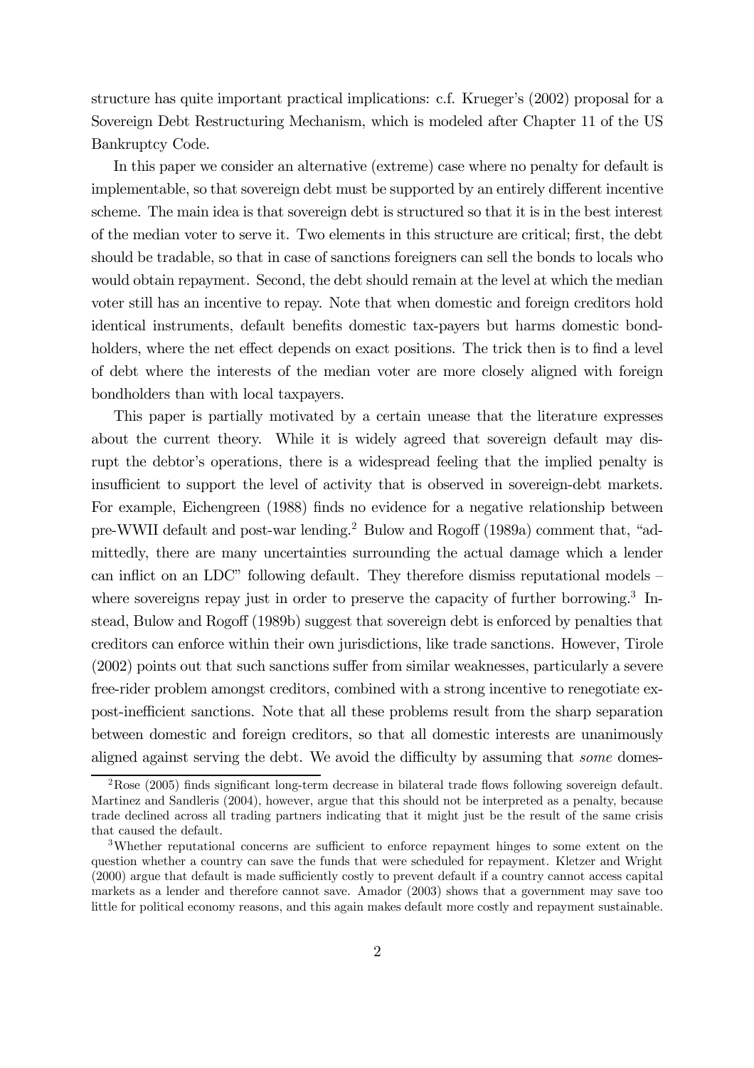structure has quite important practical implications: c.f. Krueger's (2002) proposal for a Sovereign Debt Restructuring Mechanism, which is modeled after Chapter 11 of the US Bankruptcy Code.

In this paper we consider an alternative (extreme) case where no penalty for default is implementable, so that sovereign debt must be supported by an entirely different incentive scheme. The main idea is that sovereign debt is structured so that it is in the best interest of the median voter to serve it. Two elements in this structure are critical; first, the debt should be tradable, so that in case of sanctions foreigners can sell the bonds to locals who would obtain repayment. Second, the debt should remain at the level at which the median voter still has an incentive to repay. Note that when domestic and foreign creditors hold identical instruments, default benefits domestic tax-payers but harms domestic bondholders, where the net effect depends on exact positions. The trick then is to find a level of debt where the interests of the median voter are more closely aligned with foreign bondholders than with local taxpayers.

This paper is partially motivated by a certain unease that the literature expresses about the current theory. While it is widely agreed that sovereign default may disrupt the debtor's operations, there is a widespread feeling that the implied penalty is insufficient to support the level of activity that is observed in sovereign-debt markets. For example, Eichengreen (1988) finds no evidence for a negative relationship between pre-WWII default and post-war lending.[2] Bulow and Rogoff (1989a) comment that, "admittedly, there are many uncertainties surrounding the actual damage which a lender can inflict on an LDC" following default. They therefore dismiss reputational models – where sovereigns repay just in order to preserve the capacity of further borrowing.[3] Instead, Bulow and Rogoff (1989b) suggest that sovereign debt is enforced by penalties that creditors can enforce within their own jurisdictions, like trade sanctions. However, Tirole (2002) points out that such sanctions suffer from similar weaknesses, particularly a severe free-rider problem amongst creditors, combined with a strong incentive to renegotiate ex-post-inefficient sanctions. Note that all these problems result from the sharp separation between domestic and foreign creditors, so that all domestic interests are unanimously aligned against serving the debt. We avoid the difficulty by assuming that *some* domes-

[2] Rose (2005) finds significant long-term decrease in bilateral trade flows following sovereign default. Martinez and Sandleris (2004), however, argue that this should not be interpreted as a penalty, because trade declined across all trading partners indicating that it might just be the result of the same crisis that caused the default.

[3] Whether reputational concerns are sufficient to enforce repayment hinges to some extent on the question whether a country can save the funds that were scheduled for repayment. Kletzer and Wright (2000) argue that default is made sufficiently costly to prevent default if a country cannot access capital markets as a lender and therefore cannot save. Amador (2003) shows that a government may save too little for political economy reasons, and this again makes default more costly and repayment sustainable.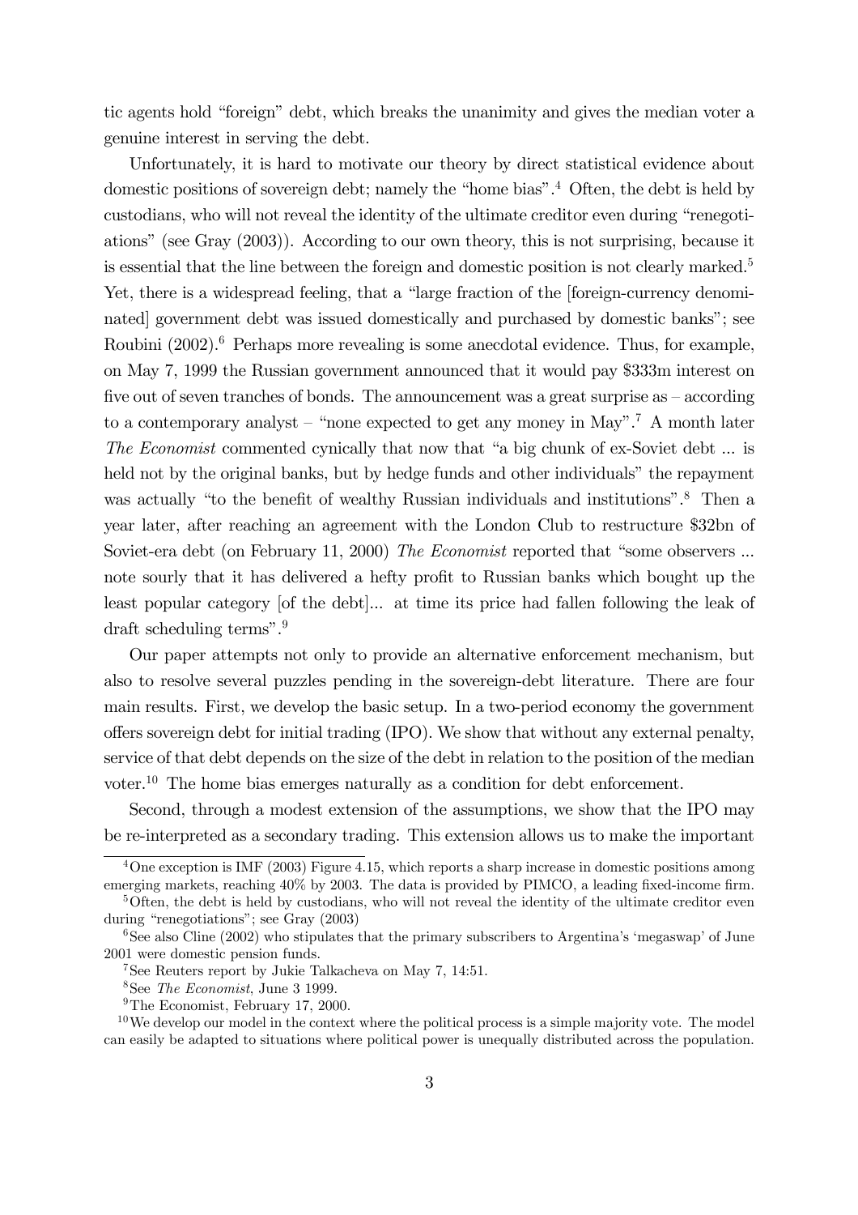tic agents hold "foreign" debt, which breaks the unanimity and gives the median voter a genuine interest in serving the debt.

Unfortunately, it is hard to motivate our theory by direct statistical evidence about domestic positions of sovereign debt; namely the "home bias".[4] Often, the debt is held by custodians, who will not reveal the identity of the ultimate creditor even during "renegotiations" (see Gray (2003)). According to our own theory, this is not surprising, because it is essential that the line between the foreign and domestic position is not clearly marked.[5] Yet, there is a widespread feeling, that a "large fraction of the [foreign-currency denominated] government debt was issued domestically and purchased by domestic banks"; see Roubini (2002).[6] Perhaps more revealing is some anecdotal evidence. Thus, for example, on May 7, 1999 the Russian government announced that it would pay \$333m interest on five out of seven tranches of bonds. The announcement was a great surprise as – according to a contemporary analyst – "none expected to get any money in May".[7] A month later *The Economist* commented cynically that now that "a big chunk of ex-Soviet debt ... is held not by the original banks, but by hedge funds and other individuals" the repayment was actually "to the benefit of wealthy Russian individuals and institutions".[8] Then a year later, after reaching an agreement with the London Club to restructure \$32bn of Soviet-era debt (on February 11, 2000) *The Economist* reported that "some observers ... note sourly that it has delivered a hefty profit to Russian banks which bought up the least popular category [of the debt]... at time its price had fallen following the leak of draft scheduling terms".[9]

Our paper attempts not only to provide an alternative enforcement mechanism, but also to resolve several puzzles pending in the sovereign-debt literature. There are four main results. First, we develop the basic setup. In a two-period economy the government offers sovereign debt for initial trading (IPO). We show that without any external penalty, service of that debt depends on the size of the debt in relation to the position of the median voter.[10] The home bias emerges naturally as a condition for debt enforcement.

Second, through a modest extension of the assumptions, we show that the IPO may be re-interpreted as a secondary trading. This extension allows us to make the important

---

[4] One exception is IMF (2003) Figure 4.15, which reports a sharp increase in domestic positions among emerging markets, reaching 40% by 2003. The data is provided by PIMCO, a leading fixed-income firm.

[5] Often, the debt is held by custodians, who will not reveal the identity of the ultimate creditor even during "renegotiations"; see Gray (2003)

[6] See also Cline (2002) who stipulates that the primary subscribers to Argentina's 'megaswap' of June 2001 were domestic pension funds.

[7] See Reuters report by Jukie Talkacheva on May 7, 14:51.

[8] See *The Economist*, June 3 1999.

[9] The Economist, February 17, 2000.

[10] We develop our model in the context where the political process is a simple majority vote. The model can easily be adapted to situations where political power is unequally distributed across the population.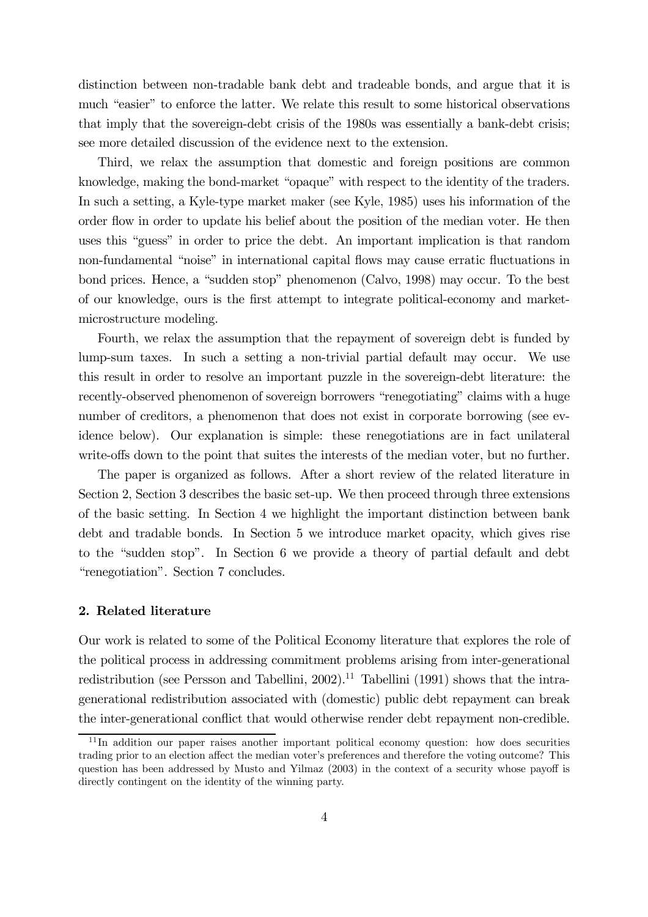distinction between non-tradable bank debt and tradeable bonds, and argue that it is much "easier" to enforce the latter. We relate this result to some historical observations that imply that the sovereign-debt crisis of the 1980s was essentially a bank-debt crisis; see more detailed discussion of the evidence next to the extension.

Third, we relax the assumption that domestic and foreign positions are common knowledge, making the bond-market "opaque" with respect to the identity of the traders. In such a setting, a Kyle-type market maker (see Kyle, 1985) uses his information of the order flow in order to update his belief about the position of the median voter. He then uses this "guess" in order to price the debt. An important implication is that random non-fundamental "noise" in international capital flows may cause erratic fluctuations in bond prices. Hence, a "sudden stop" phenomenon (Calvo, 1998) may occur. To the best of our knowledge, ours is the first attempt to integrate political-economy and market-microstructure modeling.

Fourth, we relax the assumption that the repayment of sovereign debt is funded by lump-sum taxes. In such a setting a non-trivial partial default may occur. We use this result in order to resolve an important puzzle in the sovereign-debt literature: the recently-observed phenomenon of sovereign borrowers "renegotiating" claims with a huge number of creditors, a phenomenon that does not exist in corporate borrowing (see evidence below). Our explanation is simple: these renegotiations are in fact unilateral write-offs down to the point that suites the interests of the median voter, but no further.

The paper is organized as follows. After a short review of the related literature in Section 2, Section 3 describes the basic set-up. We then proceed through three extensions of the basic setting. In Section 4 we highlight the important distinction between bank debt and tradable bonds. In Section 5 we introduce market opacity, which gives rise to the "sudden stop". In Section 6 we provide a theory of partial default and debt "renegotiation". Section 7 concludes.

## 2. Related literature

Our work is related to some of the Political Economy literature that explores the role of the political process in addressing commitment problems arising from inter-generational redistribution (see Persson and Tabellini, 2002).[11] Tabellini (1991) shows that the intra-generational redistribution associated with (domestic) public debt repayment can break the inter-generational conflict that would otherwise render debt repayment non-credible.

[11] In addition our paper raises another important political economy question: how does securities trading prior to an election affect the median voter's preferences and therefore the voting outcome? This question has been addressed by Musto and Yilmaz (2003) in the context of a security whose payoff is directly contingent on the identity of the winning party.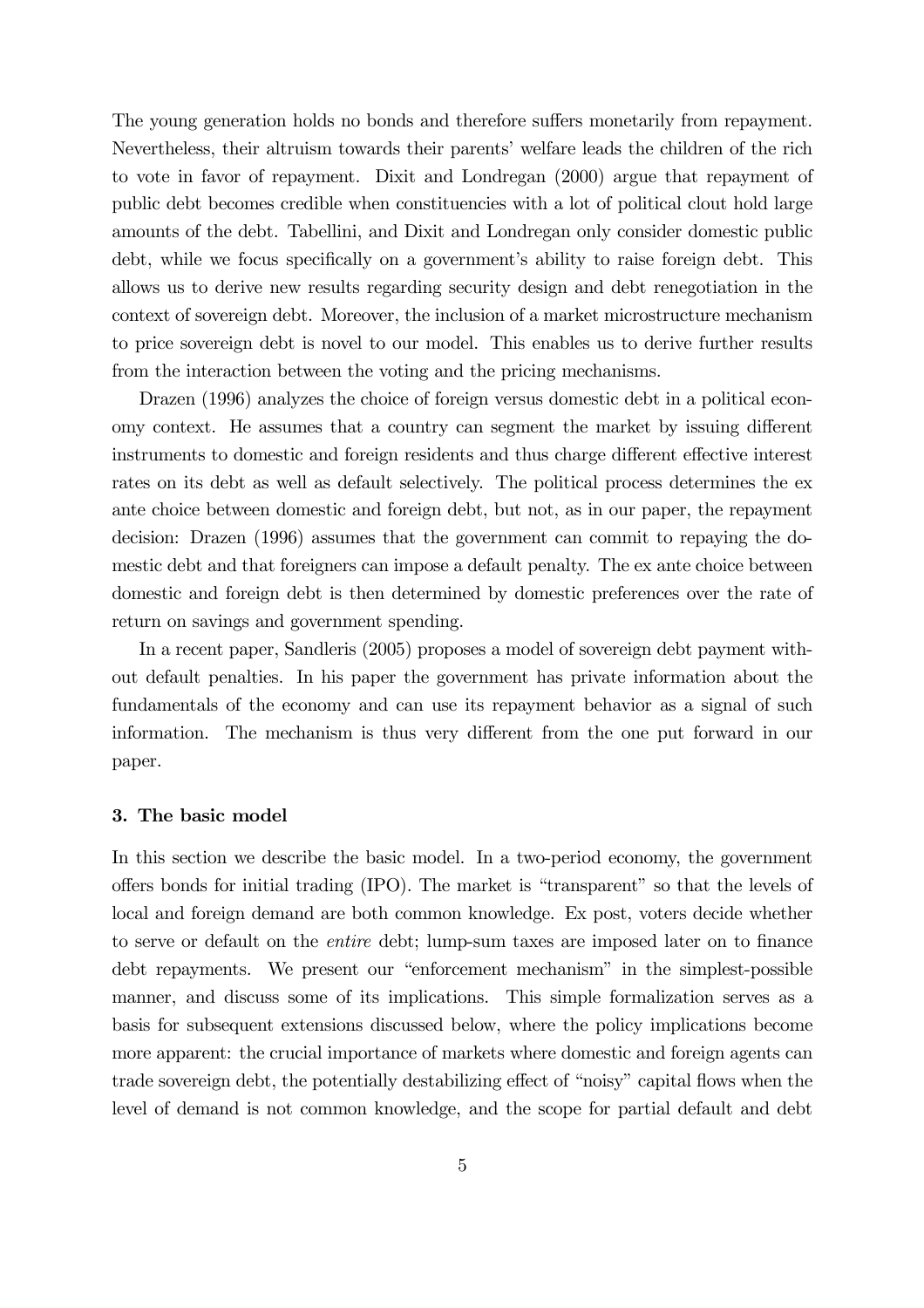The young generation holds no bonds and therefore suffers monetarily from repayment. Nevertheless, their altruism towards their parents' welfare leads the children of the rich to vote in favor of repayment. Dixit and Londregan (2000) argue that repayment of public debt becomes credible when constituencies with a lot of political clout hold large amounts of the debt. Tabellini, and Dixit and Londregan only consider domestic public debt, while we focus specifically on a government's ability to raise foreign debt. This allows us to derive new results regarding security design and debt renegotiation in the context of sovereign debt. Moreover, the inclusion of a market microstructure mechanism to price sovereign debt is novel to our model. This enables us to derive further results from the interaction between the voting and the pricing mechanisms.

Drazen (1996) analyzes the choice of foreign versus domestic debt in a political economy context. He assumes that a country can segment the market by issuing different instruments to domestic and foreign residents and thus charge different effective interest rates on its debt as well as default selectively. The political process determines the ex ante choice between domestic and foreign debt, but not, as in our paper, the repayment decision: Drazen (1996) assumes that the government can commit to repaying the domestic debt and that foreigners can impose a default penalty. The ex ante choice between domestic and foreign debt is then determined by domestic preferences over the rate of return on savings and government spending.

In a recent paper, Sandleris (2005) proposes a model of sovereign debt payment without default penalties. In his paper the government has private information about the fundamentals of the economy and can use its repayment behavior as a signal of such information. The mechanism is thus very different from the one put forward in our paper.

### 3. The basic model

In this section we describe the basic model. In a two-period economy, the government offers bonds for initial trading (IPO). The market is "transparent" so that the levels of local and foreign demand are both common knowledge. Ex post, voters decide whether to serve or default on the *entire* debt; lump-sum taxes are imposed later on to finance debt repayments. We present our "enforcement mechanism" in the simplest-possible manner, and discuss some of its implications. This simple formalization serves as a basis for subsequent extensions discussed below, where the policy implications become more apparent: the crucial importance of markets where domestic and foreign agents can trade sovereign debt, the potentially destabilizing effect of "noisy" capital flows when the level of demand is not common knowledge, and the scope for partial default and debt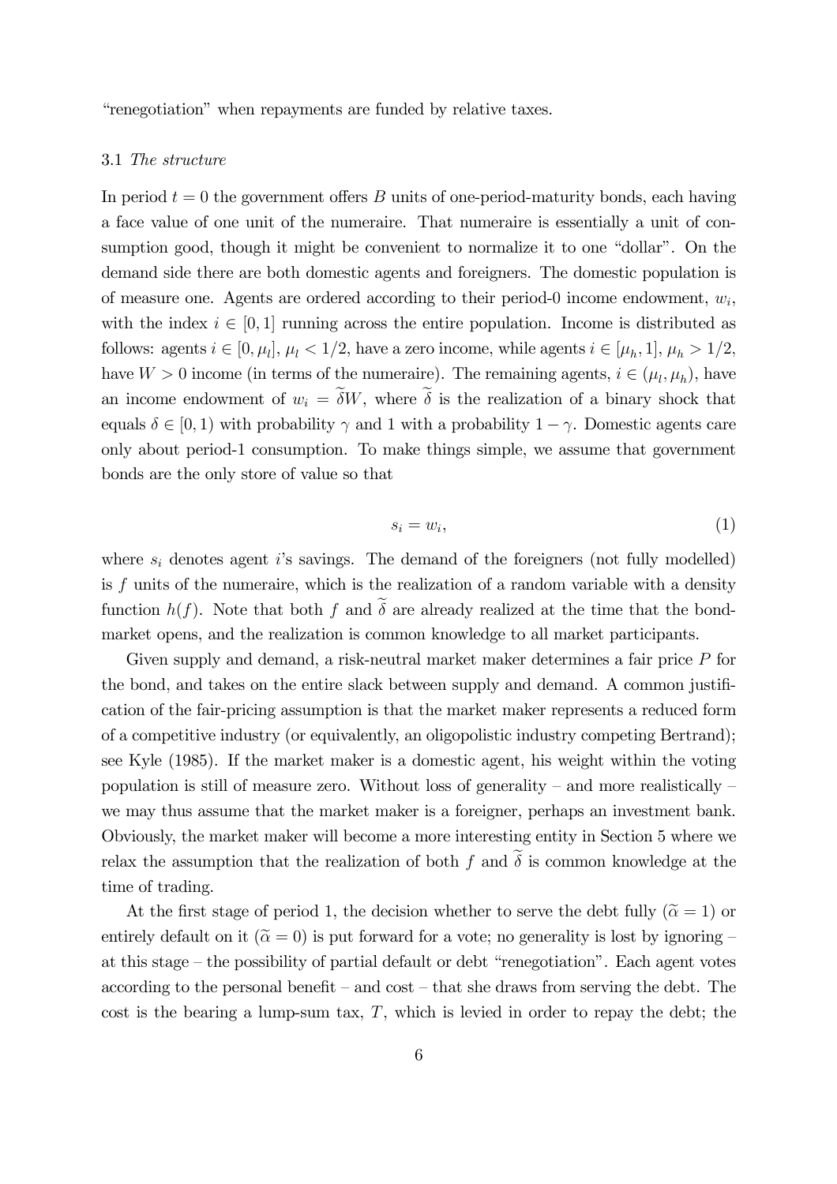"renegotiation" when repayments are funded by relative taxes.

### 3.1 *The structure*

In period $t = 0$ the government offers $B$ units of one-period-maturity bonds, each having a face value of one unit of the numeraire. That numeraire is essentially a unit of consumption good, though it might be convenient to normalize it to one "dollar". On the demand side there are both domestic agents and foreigners. The domestic population is of measure one. Agents are ordered according to their period-0 income endowment, $w_i$, with the index $i \in [0, 1]$ running across the entire population. Income is distributed as follows: agents $i \in [0, \mu_l]$, $\mu_l < 1/2$, have a zero income, while agents $i \in [\mu_h, 1]$, $\mu_h > 1/2$, have $W > 0$ income (in terms of the numeraire). The remaining agents, $i \in (\mu_l, \mu_h)$, have an income endowment of $w_i = \widetilde{\delta} W$, where $\widetilde{\delta}$ is the realization of a binary shock that equals $\delta \in [0, 1)$ with probability $\gamma$ and 1 with a probability $1 - \gamma$. Domestic agents care only about period-1 consumption. To make things simple, we assume that government bonds are the only store of value so that

$$s_i = w_i, \tag{1}$$

where $s_i$ denotes agent $i$'s savings. The demand of the foreigners (not fully modelled) is $f$ units of the numeraire, which is the realization of a random variable with a density function $h(f)$. Note that both $f$ and $\widetilde{\delta}$ are already realized at the time that the bond-market opens, and the realization is common knowledge to all market participants.

Given supply and demand, a risk-neutral market maker determines a fair price $P$ for the bond, and takes on the entire slack between supply and demand. A common justification of the fair-pricing assumption is that the market maker represents a reduced form of a competitive industry (or equivalently, an oligopolistic industry competing Bertrand); see Kyle (1985). If the market maker is a domestic agent, his weight within the voting population is still of measure zero. Without loss of generality – and more realistically – we may thus assume that the market maker is a foreigner, perhaps an investment bank. Obviously, the market maker will become a more interesting entity in Section 5 where we relax the assumption that the realization of both $f$ and $\widetilde{\delta}$ is common knowledge at the time of trading.

At the first stage of period 1, the decision whether to serve the debt fully ($\widetilde{\alpha} = 1$) or entirely default on it ($\widetilde{\alpha} = 0$) is put forward for a vote; no generality is lost by ignoring – at this stage – the possibility of partial default or debt "renegotiation". Each agent votes according to the personal benefit – and cost – that she draws from serving the debt. The cost is the bearing a lump-sum tax, $T$, which is levied in order to repay the debt; the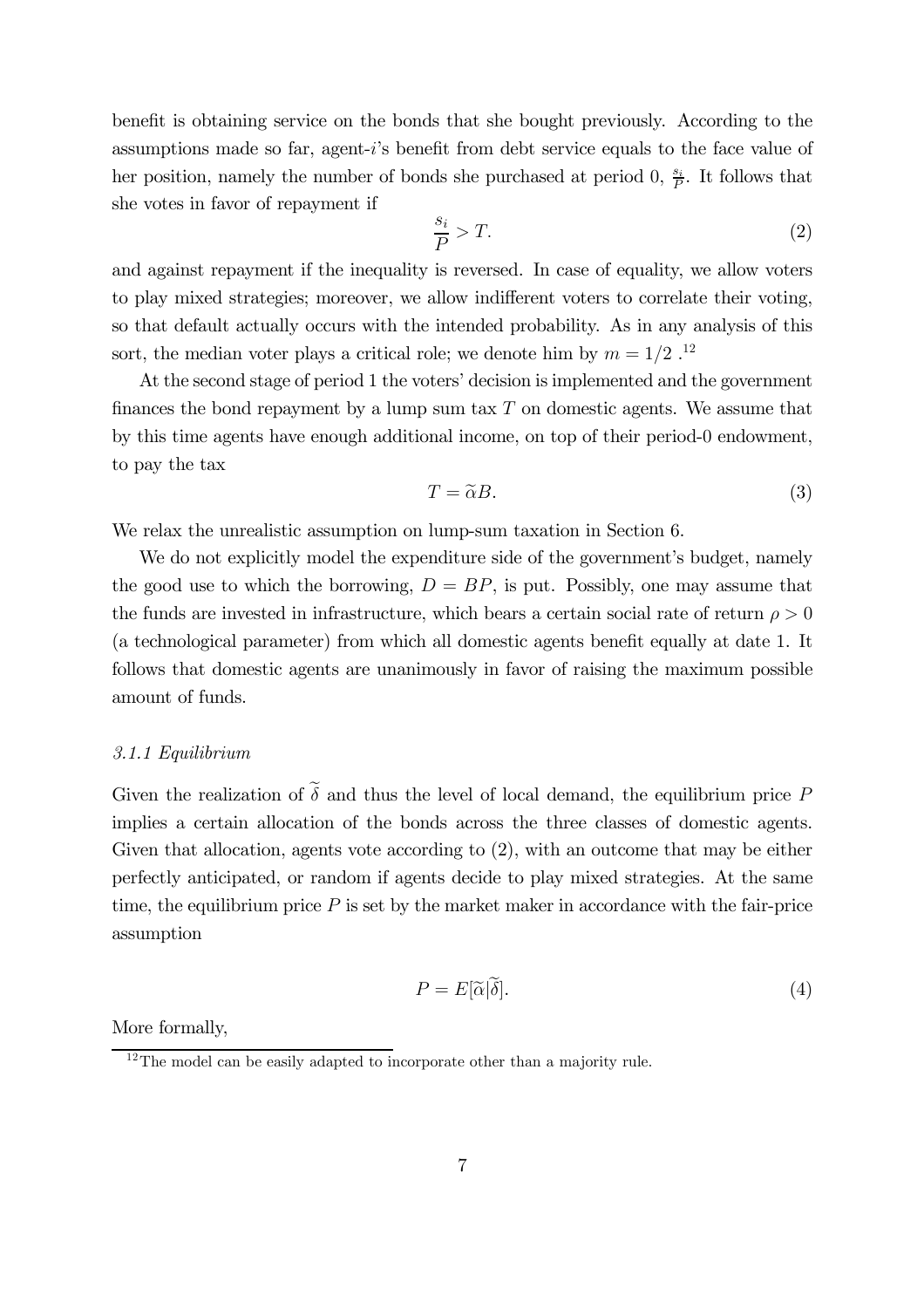benefit is obtaining service on the bonds that she bought previously. According to the assumptions made so far, agent-$i$'s benefit from debt service equals to the face value of her position, namely the number of bonds she purchased at period 0, $\frac{s_i}{P}$. It follows that she votes in favor of repayment if

$$\frac{s_i}{P} > T. \tag{2}$$

and against repayment if the inequality is reversed. In case of equality, we allow voters to play mixed strategies; moreover, we allow indifferent voters to correlate their voting, so that default actually occurs with the intended probability. As in any analysis of this sort, the median voter plays a critical role; we denote him by $m = 1/2$ .[12]

At the second stage of period 1 the voters' decision is implemented and the government finances the bond repayment by a lump sum tax $T$ on domestic agents. We assume that by this time agents have enough additional income, on top of their period-0 endowment, to pay the tax

$$T = \widetilde{\alpha}B. \tag{3}$$

We relax the unrealistic assumption on lump-sum taxation in Section 6.

We do not explicitly model the expenditure side of the government's budget, namely the good use to which the borrowing, $D = BP$, is put. Possibly, one may assume that the funds are invested in infrastructure, which bears a certain social rate of return $\rho > 0$ (a technological parameter) from which all domestic agents benefit equally at date 1. It follows that domestic agents are unanimously in favor of raising the maximum possible amount of funds.

### *3.1.1 Equilibrium*

Given the realization of $\widetilde{\delta}$ and thus the level of local demand, the equilibrium price $P$ implies a certain allocation of the bonds across the three classes of domestic agents. Given that allocation, agents vote according to (2), with an outcome that may be either perfectly anticipated, or random if agents decide to play mixed strategies. At the same time, the equilibrium price $P$ is set by the market maker in accordance with the fair-price assumption

$$P = E[\widetilde{\alpha}|\widetilde{\delta}]. \tag{4}$$

More formally,

---

[12] The model can be easily adapted to incorporate other than a majority rule.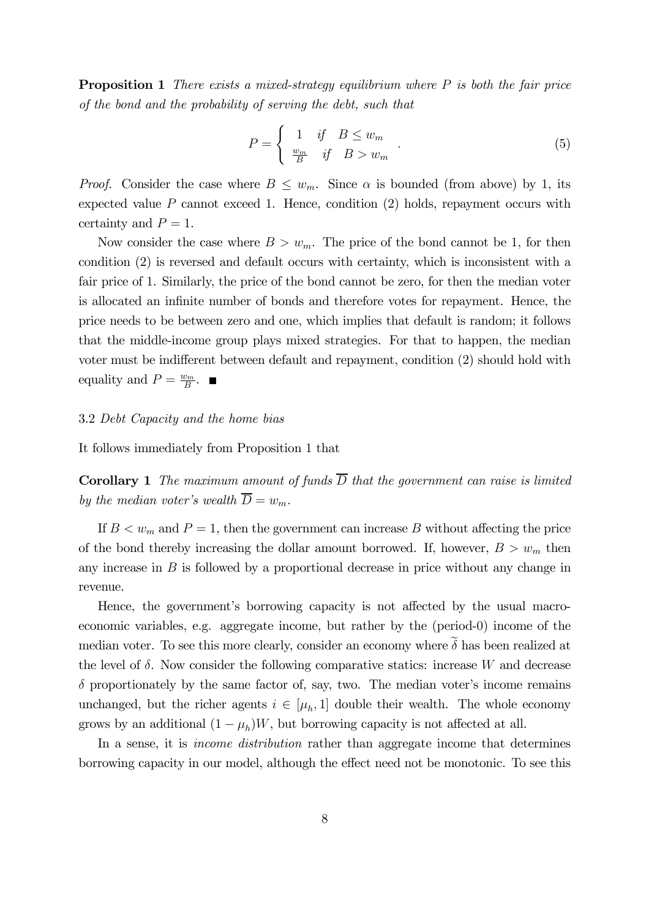**Proposition 1** *There exists a mixed-strategy equilibrium where $P$ is both the fair price of the bond and the probability of serving the debt, such that*

$$P = \begin{cases} 1 & if \quad B \leq w_m \\ \frac{w_m}{B} & if \quad B > w_m \end{cases} . \tag{5}$$

*Proof.* Consider the case where $B \leq w_m$. Since $\alpha$ is bounded (from above) by 1, its expected value $P$ cannot exceed 1. Hence, condition (2) holds, repayment occurs with certainty and $P = 1$.

Now consider the case where $B > w_m$. The price of the bond cannot be 1, for then condition (2) is reversed and default occurs with certainty, which is inconsistent with a fair price of 1. Similarly, the price of the bond cannot be zero, for then the median voter is allocated an infinite number of bonds and therefore votes for repayment. Hence, the price needs to be between zero and one, which implies that default is random; it follows that the middle-income group plays mixed strategies. For that to happen, the median voter must be indifferent between default and repayment, condition (2) should hold with equality and $P = \frac{w_m}{B}$. ■

3.2 *Debt Capacity and the home bias*

It follows immediately from Proposition 1 that

**Corollary 1** *The maximum amount of funds $\overline{D}$ that the government can raise is limited by the median voter's wealth $\overline{D} = w_m$.*

If $B < w_m$ and $P = 1$, then the government can increase $B$ without affecting the price of the bond thereby increasing the dollar amount borrowed. If, however, $B > w_m$ then any increase in $B$ is followed by a proportional decrease in price without any change in revenue.

Hence, the government's borrowing capacity is not affected by the usual macroeconomic variables, e.g. aggregate income, but rather by the (period-0) income of the median voter. To see this more clearly, consider an economy where $\widetilde{\delta}$ has been realized at the level of $\delta$. Now consider the following comparative statics: increase $W$ and decrease $\delta$ proportionately by the same factor of, say, two. The median voter's income remains unchanged, but the richer agents $i \in [\mu_h, 1]$ double their wealth. The whole economy grows by an additional $(1 - \mu_h)W$, but borrowing capacity is not affected at all.

In a sense, it is *income distribution* rather than aggregate income that determines borrowing capacity in our model, although the effect need not be monotonic. To see this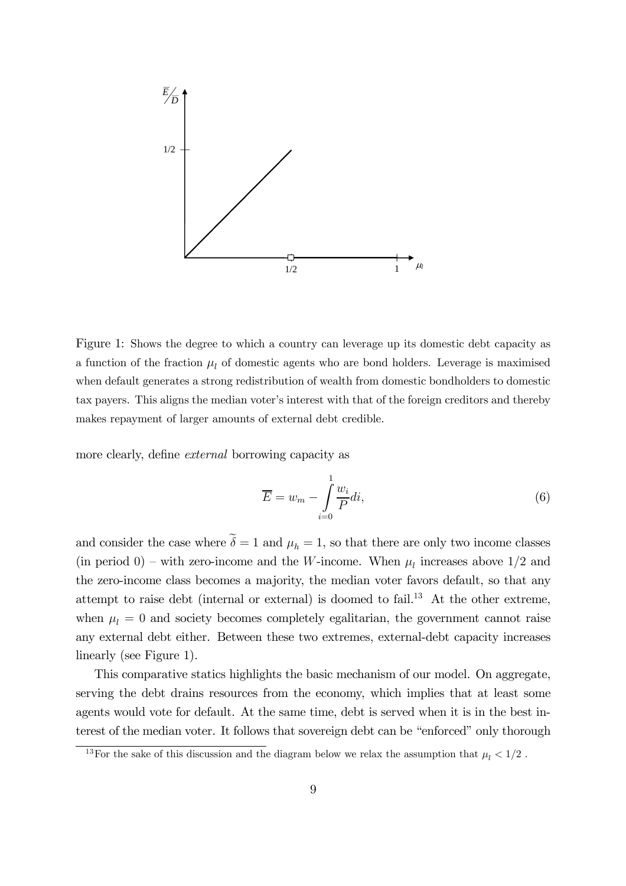Figure 1: Shows the degree to which a country can leverage up its domestic debt capacity as a function of the fraction $\mu_l$ of domestic agents who are bond holders. Leverage is maximised when default generates a strong redistribution of wealth from domestic bondholders to domestic tax payers. This aligns the median voter's interest with that of the foreign creditors and thereby makes repayment of larger amounts of external debt credible.

more clearly, define *external* borrowing capacity as

$$\overline{E} = w_m - \int_{i=0}^{1} \frac{w_i}{P} di, \tag{6}$$

and consider the case where $\widetilde{\delta} = 1$ and $\mu_h = 1$, so that there are only two income classes (in period 0) – with zero-income and the $W$-income. When $\mu_l$ increases above $1/2$ and the zero-income class becomes a majority, the median voter favors default, so that any attempt to raise debt (internal or external) is doomed to fail.[13] At the other extreme, when $\mu_l = 0$ and society becomes completely egalitarian, the government cannot raise any external debt either. Between these two extremes, external-debt capacity increases linearly (see Figure 1).

This comparative statics highlights the basic mechanism of our model. On aggregate, serving the debt drains resources from the economy, which implies that at least some agents would vote for default. At the same time, debt is served when it is in the best interest of the median voter. It follows that sovereign debt can be "enforced" only thorough

[13] For the sake of this discussion and the diagram below we relax the assumption that $\mu_l < 1/2$ .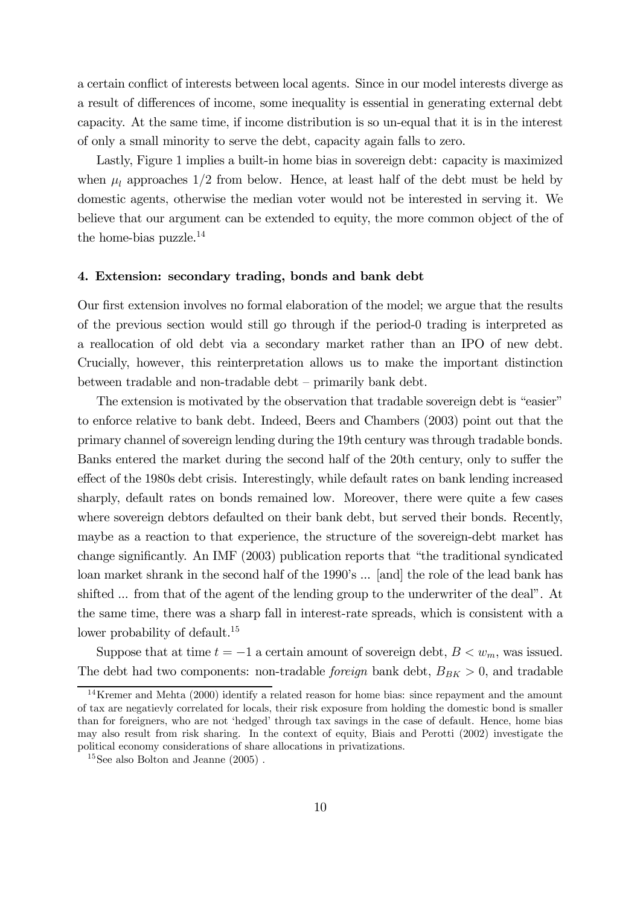a certain conflict of interests between local agents. Since in our model interests diverge as a result of differences of income, some inequality is essential in generating external debt capacity. At the same time, if income distribution is so un-equal that it is in the interest of only a small minority to serve the debt, capacity again falls to zero.

Lastly, Figure 1 implies a built-in home bias in sovereign debt: capacity is maximized when $\mu_l$ approaches $1/2$ from below. Hence, at least half of the debt must be held by domestic agents, otherwise the median voter would not be interested in serving it. We believe that our argument can be extended to equity, the more common object of the of the home-bias puzzle.[14]

#### 4. Extension: secondary trading, bonds and bank debt

Our first extension involves no formal elaboration of the model; we argue that the results of the previous section would still go through if the period-0 trading is interpreted as a reallocation of old debt via a secondary market rather than an IPO of new debt. Crucially, however, this reinterpretation allows us to make the important distinction between tradable and non-tradable debt – primarily bank debt.

The extension is motivated by the observation that tradable sovereign debt is "easier" to enforce relative to bank debt. Indeed, Beers and Chambers (2003) point out that the primary channel of sovereign lending during the 19th century was through tradable bonds. Banks entered the market during the second half of the 20th century, only to suffer the effect of the 1980s debt crisis. Interestingly, while default rates on bank lending increased sharply, default rates on bonds remained low. Moreover, there were quite a few cases where sovereign debtors defaulted on their bank debt, but served their bonds. Recently, maybe as a reaction to that experience, the structure of the sovereign-debt market has change significantly. An IMF (2003) publication reports that "the traditional syndicated loan market shrank in the second half of the 1990's ... [and] the role of the lead bank has shifted ... from that of the agent of the lending group to the underwriter of the deal". At the same time, there was a sharp fall in interest-rate spreads, which is consistent with a lower probability of default.[15]

Suppose that at time $t = -1$ a certain amount of sovereign debt, $B < w_m$, was issued. The debt had two components: non-tradable *foreign* bank debt, $B_{BK} > 0$, and tradable

[14] Kremer and Mehta (2000) identify a related reason for home bias: since repayment and the amount of tax are negatievly correlated for locals, their risk exposure from holding the domestic bond is smaller than for foreigners, who are not 'hedged' through tax savings in the case of default. Hence, home bias may also result from risk sharing. In the context of equity, Biais and Perotti (2002) investigate the political economy considerations of share allocations in privatizations.

[15] See also Bolton and Jeanne (2005) .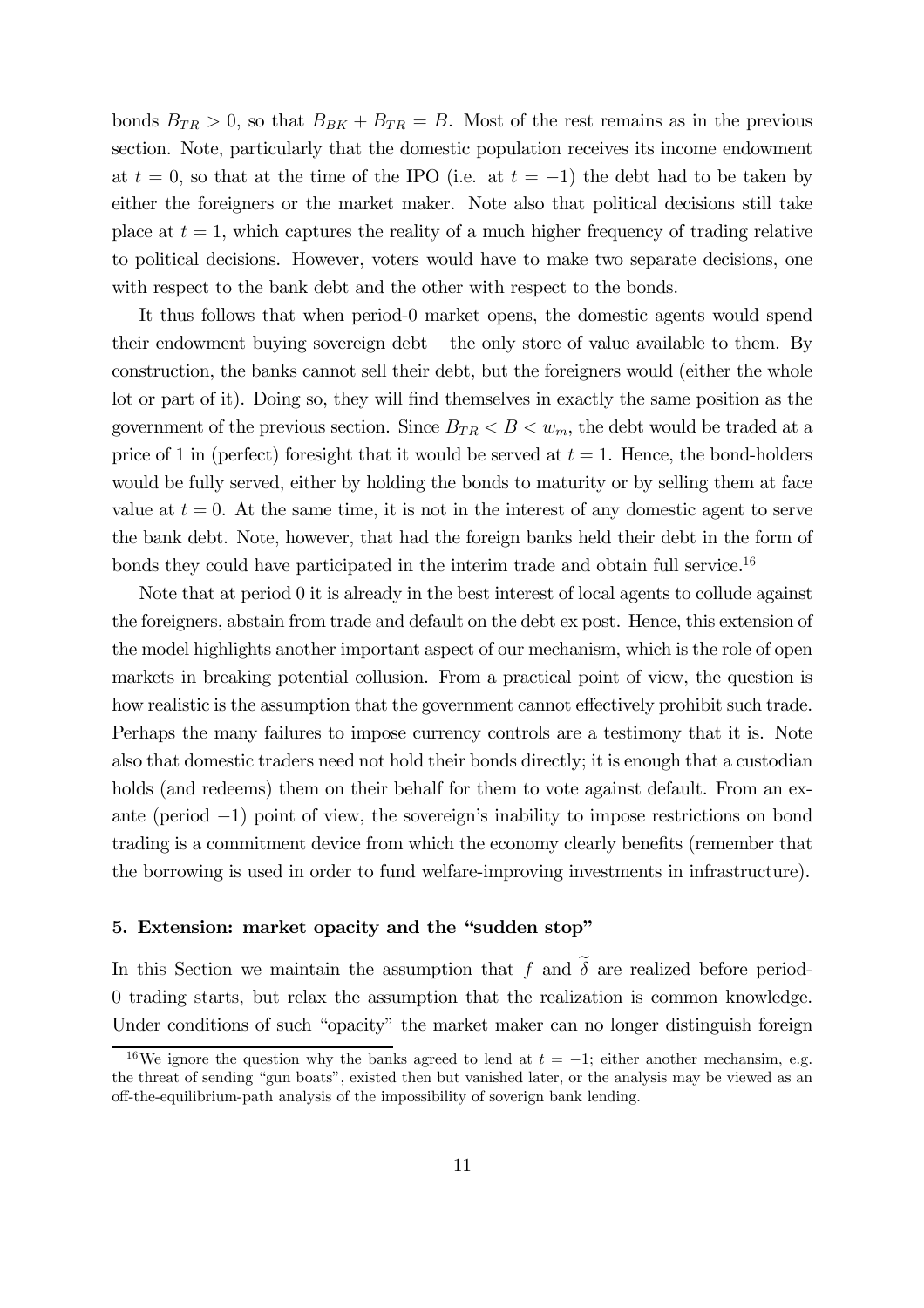bonds $B_{TR} > 0$, so that $B_{BK} + B_{TR} = B$. Most of the rest remains as in the previous section. Note, particularly that the domestic population receives its income endowment at $t = 0$, so that at the time of the IPO (i.e. at $t = -1$) the debt had to be taken by either the foreigners or the market maker. Note also that political decisions still take place at $t = 1$, which captures the reality of a much higher frequency of trading relative to political decisions. However, voters would have to make two separate decisions, one with respect to the bank debt and the other with respect to the bonds.

It thus follows that when period-0 market opens, the domestic agents would spend their endowment buying sovereign debt – the only store of value available to them. By construction, the banks cannot sell their debt, but the foreigners would (either the whole lot or part of it). Doing so, they will find themselves in exactly the same position as the government of the previous section. Since $B_{TR} < B < w_m$, the debt would be traded at a price of 1 in (perfect) foresight that it would be served at $t = 1$. Hence, the bond-holders would be fully served, either by holding the bonds to maturity or by selling them at face value at $t = 0$. At the same time, it is not in the interest of any domestic agent to serve the bank debt. Note, however, that had the foreign banks held their debt in the form of bonds they could have participated in the interim trade and obtain full service.[16]

Note that at period 0 it is already in the best interest of local agents to collude against the foreigners, abstain from trade and default on the debt ex post. Hence, this extension of the model highlights another important aspect of our mechanism, which is the role of open markets in breaking potential collusion. From a practical point of view, the question is how realistic is the assumption that the government cannot effectively prohibit such trade. Perhaps the many failures to impose currency controls are a testimony that it is. Note also that domestic traders need not hold their bonds directly; it is enough that a custodian holds (and redeems) them on their behalf for them to vote against default. From an ex-ante (period $-1$) point of view, the sovereign's inability to impose restrictions on bond trading is a commitment device from which the economy clearly benefits (remember that the borrowing is used in order to fund welfare-improving investments in infrastructure).

## 5. Extension: market opacity and the "sudden stop"

In this Section we maintain the assumption that $f$ and $\widetilde{\delta}$ are realized before period-0 trading starts, but relax the assumption that the realization is common knowledge. Under conditions of such "opacity" the market maker can no longer distinguish foreign

[16] We ignore the question why the banks agreed to lend at $t = -1$; either another mechansim, e.g. the threat of sending "gun boats", existed then but vanished later, or the analysis may be viewed as an off-the-equilibrium-path analysis of the impossibility of soverign bank lending.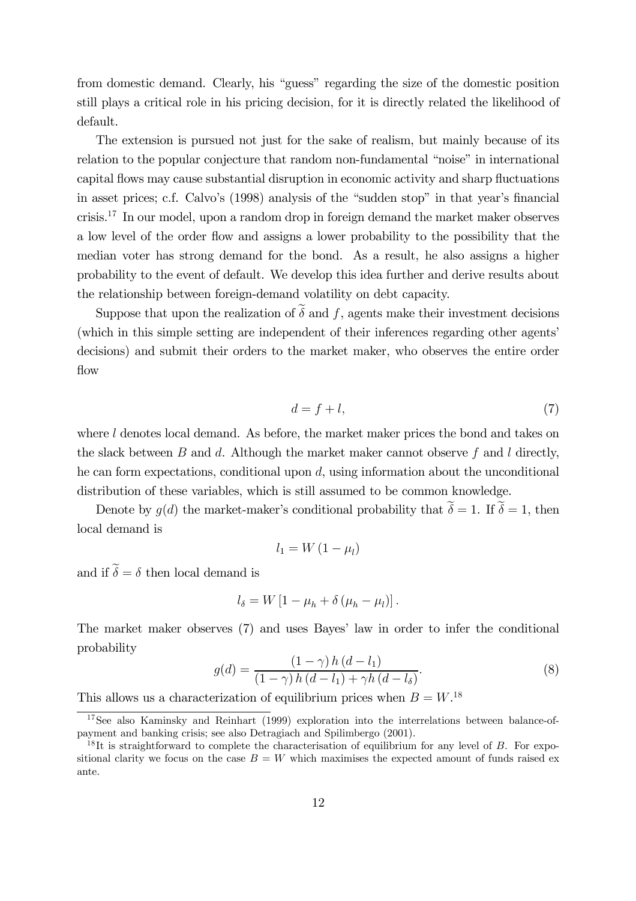from domestic demand. Clearly, his "guess" regarding the size of the domestic position still plays a critical role in his pricing decision, for it is directly related the likelihood of default.

The extension is pursued not just for the sake of realism, but mainly because of its relation to the popular conjecture that random non-fundamental "noise" in international capital flows may cause substantial disruption in economic activity and sharp fluctuations in asset prices; c.f. Calvo's (1998) analysis of the "sudden stop" in that year's financial crisis.[17] In our model, upon a random drop in foreign demand the market maker observes a low level of the order flow and assigns a lower probability to the possibility that the median voter has strong demand for the bond. As a result, he also assigns a higher probability to the event of default. We develop this idea further and derive results about the relationship between foreign-demand volatility on debt capacity.

Suppose that upon the realization of $\widetilde{\delta}$ and $f$, agents make their investment decisions (which in this simple setting are independent of their inferences regarding other agents' decisions) and submit their orders to the market maker, who observes the entire order flow

$$d = f + l, \tag{7}$$

where $l$ denotes local demand. As before, the market maker prices the bond and takes on the slack between $B$ and $d$. Although the market maker cannot observe $f$ and $l$ directly, he can form expectations, conditional upon $d$, using information about the unconditional distribution of these variables, which is still assumed to be common knowledge.

Denote by $g(d)$ the market-maker's conditional probability that $\widetilde{\delta} = 1$. If $\widetilde{\delta} = 1$, then local demand is

$$l_1 = W\left(1 - \mu_l\right)$$

and if $\widetilde{\delta} = \delta$ then local demand is

$$l_\delta = W\left[1 - \mu_h + \delta\left(\mu_h - \mu_l\right)\right].$$

The market maker observes (7) and uses Bayes' law in order to infer the conditional probability

$$g(d) = \frac{(1-\gamma)\, h\left(d - l_1\right)}{(1-\gamma)\, h\left(d - l_1\right) + \gamma h\left(d - l_\delta\right)}. \tag{8}$$

This allows us a characterization of equilibrium prices when $B = W$.[18]

---

[17] See also Kaminsky and Reinhart (1999) exploration into the interrelations between balance-of-payment and banking crisis; see also Detragiach and Spilimbergo (2001).

[18] It is straightforward to complete the characterisation of equilibrium for any level of $B$. For expositional clarity we focus on the case $B = W$ which maximises the expected amount of funds raised ex ante.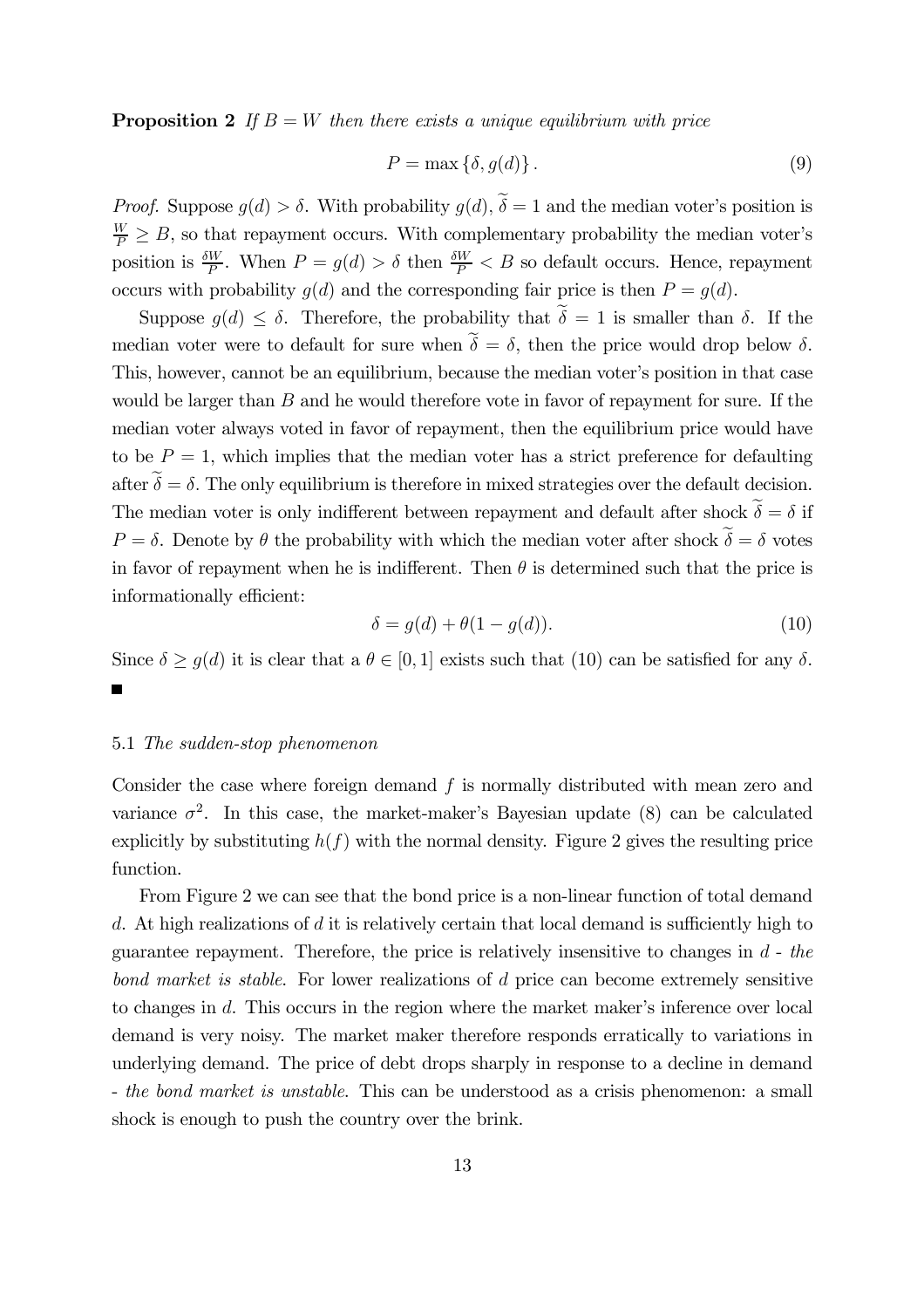**Proposition 2** *If $B = W$ then there exists a unique equilibrium with price*

$$P = \max\{\delta, g(d)\}. \tag{9}$$

*Proof.* Suppose $g(d) > \delta$. With probability $g(d)$, $\widetilde{\delta} = 1$ and the median voter's position is $\frac{W}{P} \geq B$, so that repayment occurs. With complementary probability the median voter's position is $\frac{\delta W}{P}$. When $P = g(d) > \delta$ then $\frac{\delta W}{P} < B$ so default occurs. Hence, repayment occurs with probability $g(d)$ and the corresponding fair price is then $P = g(d)$.

Suppose $g(d) \leq \delta$. Therefore, the probability that $\widetilde{\delta} = 1$ is smaller than $\delta$. If the median voter were to default for sure when $\widetilde{\delta} = \delta$, then the price would drop below $\delta$. This, however, cannot be an equilibrium, because the median voter's position in that case would be larger than $B$ and he would therefore vote in favor of repayment for sure. If the median voter always voted in favor of repayment, then the equilibrium price would have to be $P = 1$, which implies that the median voter has a strict preference for defaulting after $\widetilde{\delta} = \delta$. The only equilibrium is therefore in mixed strategies over the default decision. The median voter is only indifferent between repayment and default after shock $\widetilde{\delta} = \delta$ if $P = \delta$. Denote by $\theta$ the probability with which the median voter after shock $\widetilde{\delta} = \delta$ votes in favor of repayment when he is indifferent. Then $\theta$ is determined such that the price is informationally efficient:

$$\delta = g(d) + \theta(1 - g(d)). \tag{10}$$

Since $\delta \geq g(d)$ it is clear that a $\theta \in [0, 1]$ exists such that (10) can be satisfied for any $\delta$. ■

### 5.1 *The sudden-stop phenomenon*

Consider the case where foreign demand $f$ is normally distributed with mean zero and variance $\sigma^2$. In this case, the market-maker's Bayesian update (8) can be calculated explicitly by substituting $h(f)$ with the normal density. Figure 2 gives the resulting price function.

From Figure 2 we can see that the bond price is a non-linear function of total demand $d$. At high realizations of $d$ it is relatively certain that local demand is sufficiently high to guarantee repayment. Therefore, the price is relatively insensitive to changes in $d$ - *the bond market is stable*. For lower realizations of $d$ price can become extremely sensitive to changes in $d$. This occurs in the region where the market maker's inference over local demand is very noisy. The market maker therefore responds erratically to variations in underlying demand. The price of debt drops sharply in response to a decline in demand - *the bond market is unstable*. This can be understood as a crisis phenomenon: a small shock is enough to push the country over the brink.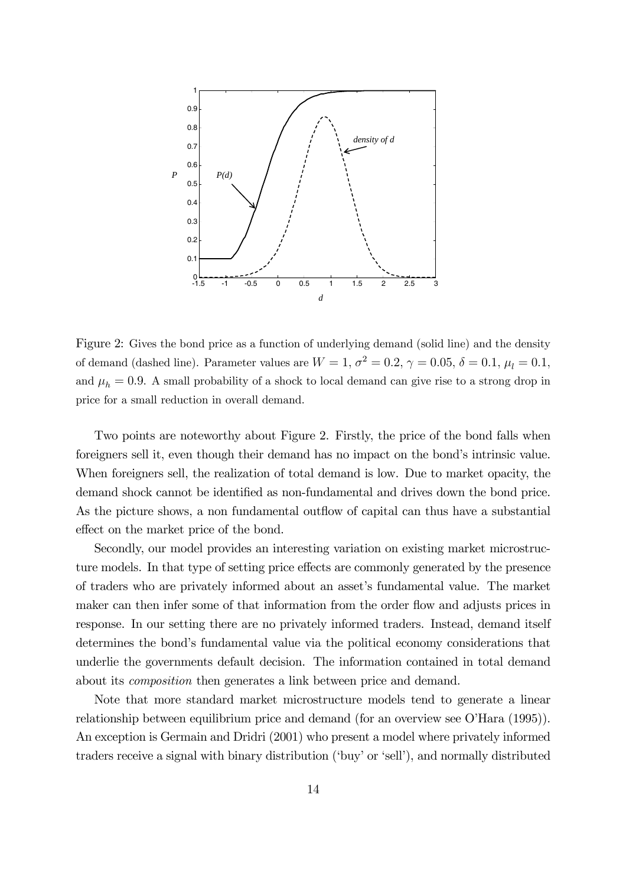Figure 2: Gives the bond price as a function of underlying demand (solid line) and the density of demand (dashed line). Parameter values are $W = 1$, $\sigma^2 = 0.2$, $\gamma = 0.05$, $\delta = 0.1$, $\mu_l = 0.1$, and $\mu_h = 0.9$. A small probability of a shock to local demand can give rise to a strong drop in price for a small reduction in overall demand.

Two points are noteworthy about Figure 2. Firstly, the price of the bond falls when foreigners sell it, even though their demand has no impact on the bond's intrinsic value. When foreigners sell, the realization of total demand is low. Due to market opacity, the demand shock cannot be identified as non-fundamental and drives down the bond price. As the picture shows, a non fundamental outflow of capital can thus have a substantial effect on the market price of the bond.

Secondly, our model provides an interesting variation on existing market microstructure models. In that type of setting price effects are commonly generated by the presence of traders who are privately informed about an asset's fundamental value. The market maker can then infer some of that information from the order flow and adjusts prices in response. In our setting there are no privately informed traders. Instead, demand itself determines the bond's fundamental value via the political economy considerations that underlie the governments default decision. The information contained in total demand about its *composition* then generates a link between price and demand.

Note that more standard market microstructure models tend to generate a linear relationship between equilibrium price and demand (for an overview see O'Hara (1995)). An exception is Germain and Dridri (2001) who present a model where privately informed traders receive a signal with binary distribution ('buy' or 'sell'), and normally distributed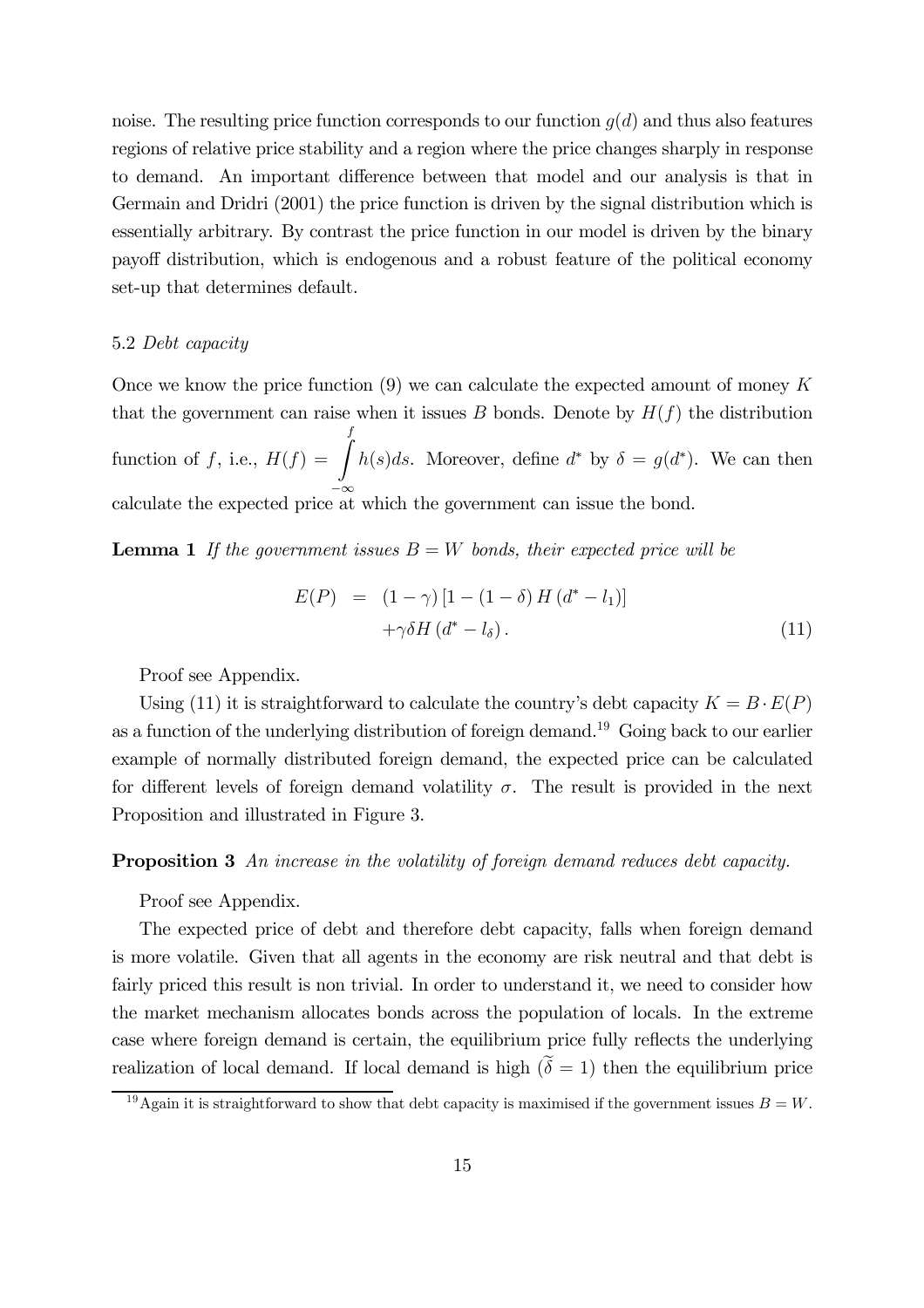noise. The resulting price function corresponds to our function $g(d)$ and thus also features regions of relative price stability and a region where the price changes sharply in response to demand. An important difference between that model and our analysis is that in Germain and Dridri (2001) the price function is driven by the signal distribution which is essentially arbitrary. By contrast the price function in our model is driven by the binary payoff distribution, which is endogenous and a robust feature of the political economy set-up that determines default.

### 5.2 *Debt capacity*

Once we know the price function (9) we can calculate the expected amount of money $K$ that the government can raise when it issues $B$ bonds. Denote by $H(f)$ the distribution function of $f$, i.e., $H(f) = \int_{-\infty}^{f} h(s)ds$. Moreover, define $d^*$ by $\delta = g(d^*)$. We can then calculate the expected price at which the government can issue the bond.

**Lemma 1** *If the government issues $B = W$ bonds, their expected price will be*

$$
\begin{aligned}
E(P) &= (1-\gamma)\left[1-(1-\delta)H\left(d^*-l_1\right)\right] \\
&\quad +\gamma\delta H\left(d^*-l_\delta\right).
\end{aligned}
\tag{11}
$$

Proof see Appendix.

Using (11) it is straightforward to calculate the country's debt capacity $K = B \cdot E(P)$ as a function of the underlying distribution of foreign demand.[19] Going back to our earlier example of normally distributed foreign demand, the expected price can be calculated for different levels of foreign demand volatility $\sigma$. The result is provided in the next Proposition and illustrated in Figure 3.

**Proposition 3** *An increase in the volatility of foreign demand reduces debt capacity.*

Proof see Appendix.

The expected price of debt and therefore debt capacity, falls when foreign demand is more volatile. Given that all agents in the economy are risk neutral and that debt is fairly priced this result is non trivial. In order to understand it, we need to consider how the market mechanism allocates bonds across the population of locals. In the extreme case where foreign demand is certain, the equilibrium price fully reflects the underlying realization of local demand. If local demand is high ($\widetilde{\delta} = 1$) then the equilibrium price

[19] Again it is straightforward to show that debt capacity is maximised if the government issues $B = W$.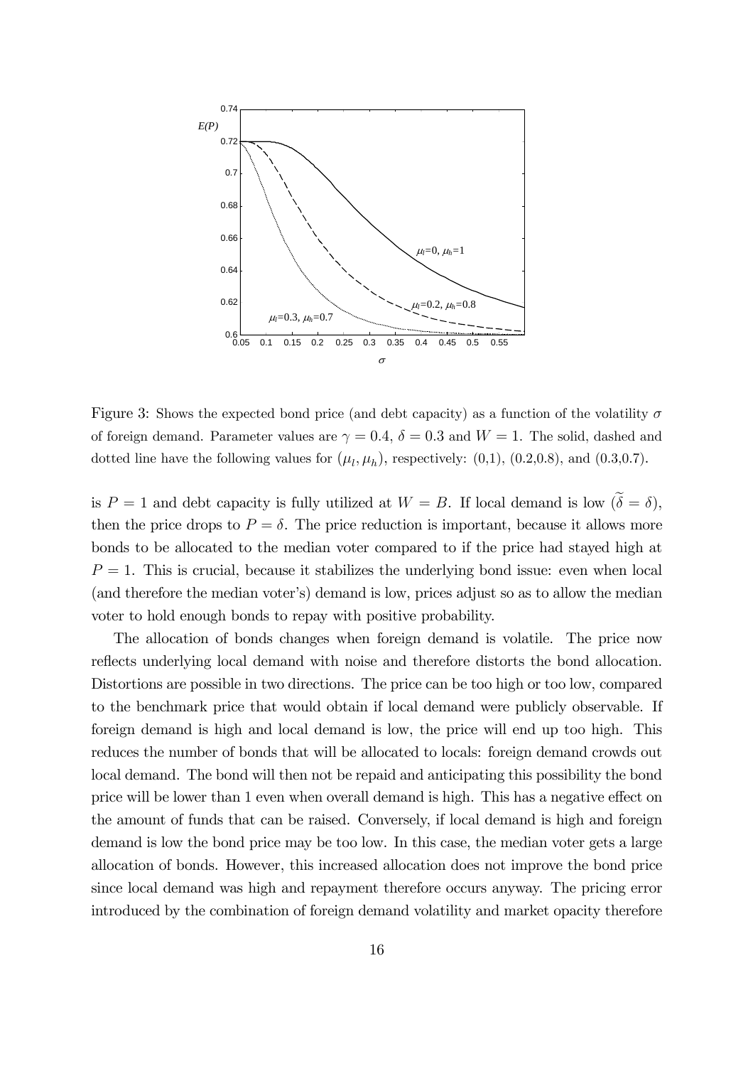Figure 3: Shows the expected bond price (and debt capacity) as a function of the volatility $\sigma$ of foreign demand. Parameter values are $\gamma = 0.4$, $\delta = 0.3$ and $W = 1$. The solid, dashed and dotted line have the following values for $(\mu_l, \mu_h)$, respectively: (0,1), (0.2,0.8), and (0.3,0.7).

is $P = 1$ and debt capacity is fully utilized at $W = B$. If local demand is low ($\widetilde{\delta} = \delta$), then the price drops to $P = \delta$. The price reduction is important, because it allows more bonds to be allocated to the median voter compared to if the price had stayed high at $P = 1$. This is crucial, because it stabilizes the underlying bond issue: even when local (and therefore the median voter's) demand is low, prices adjust so as to allow the median voter to hold enough bonds to repay with positive probability.

The allocation of bonds changes when foreign demand is volatile. The price now reflects underlying local demand with noise and therefore distorts the bond allocation. Distortions are possible in two directions. The price can be too high or too low, compared to the benchmark price that would obtain if local demand were publicly observable. If foreign demand is high and local demand is low, the price will end up too high. This reduces the number of bonds that will be allocated to locals: foreign demand crowds out local demand. The bond will then not be repaid and anticipating this possibility the bond price will be lower than 1 even when overall demand is high. This has a negative effect on the amount of funds that can be raised. Conversely, if local demand is high and foreign demand is low the bond price may be too low. In this case, the median voter gets a large allocation of bonds. However, this increased allocation does not improve the bond price since local demand was high and repayment therefore occurs anyway. The pricing error introduced by the combination of foreign demand volatility and market opacity therefore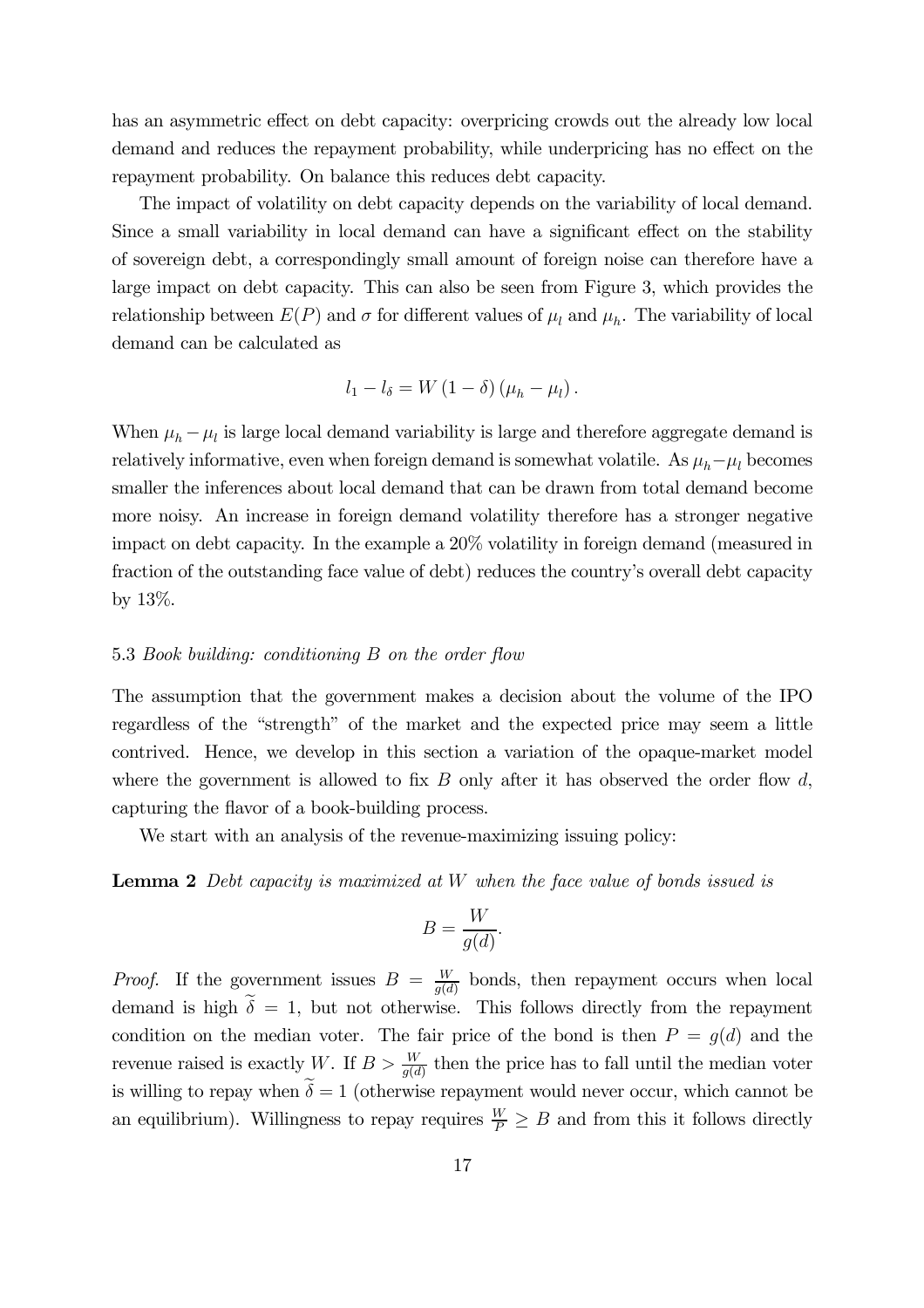has an asymmetric effect on debt capacity: overpricing crowds out the already low local demand and reduces the repayment probability, while underpricing has no effect on the repayment probability. On balance this reduces debt capacity.

The impact of volatility on debt capacity depends on the variability of local demand. Since a small variability in local demand can have a significant effect on the stability of sovereign debt, a correspondingly small amount of foreign noise can therefore have a large impact on debt capacity. This can also be seen from Figure 3, which provides the relationship between $E(P)$ and $\sigma$ for different values of $\mu_l$ and $\mu_h$. The variability of local demand can be calculated as

$$l_1 - l_\delta = W(1-\delta)(\mu_h - \mu_l).$$

When $\mu_h - \mu_l$ is large local demand variability is large and therefore aggregate demand is relatively informative, even when foreign demand is somewhat volatile. As $\mu_h - \mu_l$ becomes smaller the inferences about local demand that can be drawn from total demand become more noisy. An increase in foreign demand volatility therefore has a stronger negative impact on debt capacity. In the example a 20% volatility in foreign demand (measured in fraction of the outstanding face value of debt) reduces the country's overall debt capacity by 13%.

### 5.3 *Book building: conditioning $B$ on the order flow*

The assumption that the government makes a decision about the volume of the IPO regardless of the "strength" of the market and the expected price may seem a little contrived. Hence, we develop in this section a variation of the opaque-market model where the government is allowed to fix $B$ only after it has observed the order flow $d$, capturing the flavor of a book-building process.

We start with an analysis of the revenue-maximizing issuing policy:

**Lemma 2** *Debt capacity is maximized at $W$ when the face value of bonds issued is*

$$B = \frac{W}{g(d)}.$$

*Proof.* If the government issues $B = \frac{W}{g(d)}$ bonds, then repayment occurs when local demand is high $\widetilde{\delta} = 1$, but not otherwise. This follows directly from the repayment condition on the median voter. The fair price of the bond is then $P = g(d)$ and the revenue raised is exactly $W$. If $B > \frac{W}{g(d)}$ then the price has to fall until the median voter is willing to repay when $\widetilde{\delta} = 1$ (otherwise repayment would never occur, which cannot be an equilibrium). Willingness to repay requires $\frac{W}{P} \geq B$ and from this it follows directly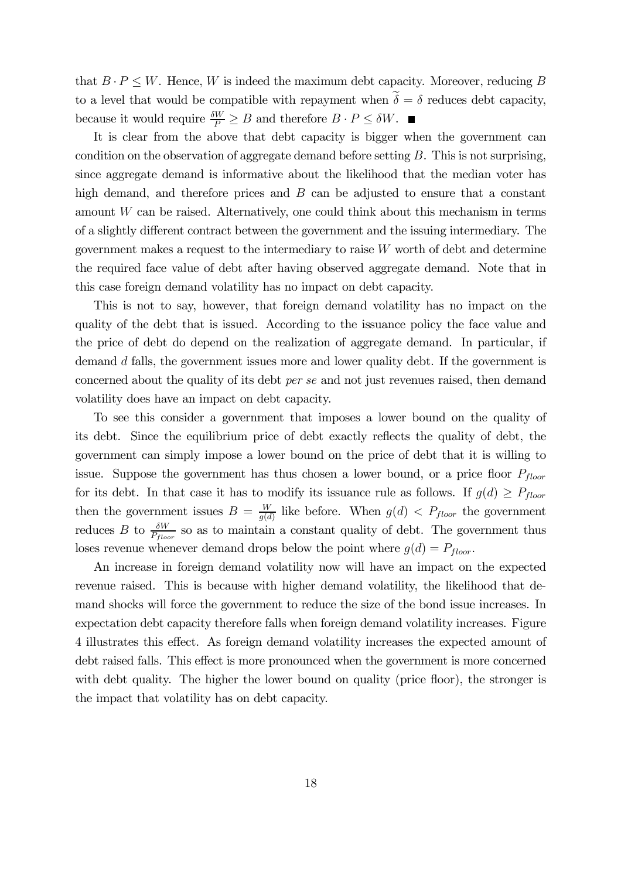that $B \cdot P \leq W$. Hence, $W$ is indeed the maximum debt capacity. Moreover, reducing $B$ to a level that would be compatible with repayment when $\widetilde{\delta} = \delta$ reduces debt capacity, because it would require $\frac{\delta W}{P} \geq B$ and therefore $B \cdot P \leq \delta W$. ■

It is clear from the above that debt capacity is bigger when the government can condition on the observation of aggregate demand before setting $B$. This is not surprising, since aggregate demand is informative about the likelihood that the median voter has high demand, and therefore prices and $B$ can be adjusted to ensure that a constant amount $W$ can be raised. Alternatively, one could think about this mechanism in terms of a slightly different contract between the government and the issuing intermediary. The government makes a request to the intermediary to raise $W$ worth of debt and determine the required face value of debt after having observed aggregate demand. Note that in this case foreign demand volatility has no impact on debt capacity.

This is not to say, however, that foreign demand volatility has no impact on the quality of the debt that is issued. According to the issuance policy the face value and the price of debt do depend on the realization of aggregate demand. In particular, if demand $d$ falls, the government issues more and lower quality debt. If the government is concerned about the quality of its debt *per se* and not just revenues raised, then demand volatility does have an impact on debt capacity.

To see this consider a government that imposes a lower bound on the quality of its debt. Since the equilibrium price of debt exactly reflects the quality of debt, the government can simply impose a lower bound on the price of debt that it is willing to issue. Suppose the government has thus chosen a lower bound, or a price floor $P_{floor}$ for its debt. In that case it has to modify its issuance rule as follows. If $g(d) \geq P_{floor}$ then the government issues $B = \frac{W}{g(d)}$ like before. When $g(d) < P_{floor}$ the government reduces $B$ to $\frac{\delta W}{P_{floor}}$ so as to maintain a constant quality of debt. The government thus loses revenue whenever demand drops below the point where $g(d) = P_{floor}$.

An increase in foreign demand volatility now will have an impact on the expected revenue raised. This is because with higher demand volatility, the likelihood that demand shocks will force the government to reduce the size of the bond issue increases. In expectation debt capacity therefore falls when foreign demand volatility increases. Figure 4 illustrates this effect. As foreign demand volatility increases the expected amount of debt raised falls. This effect is more pronounced when the government is more concerned with debt quality. The higher the lower bound on quality (price floor), the stronger is the impact that volatility has on debt capacity.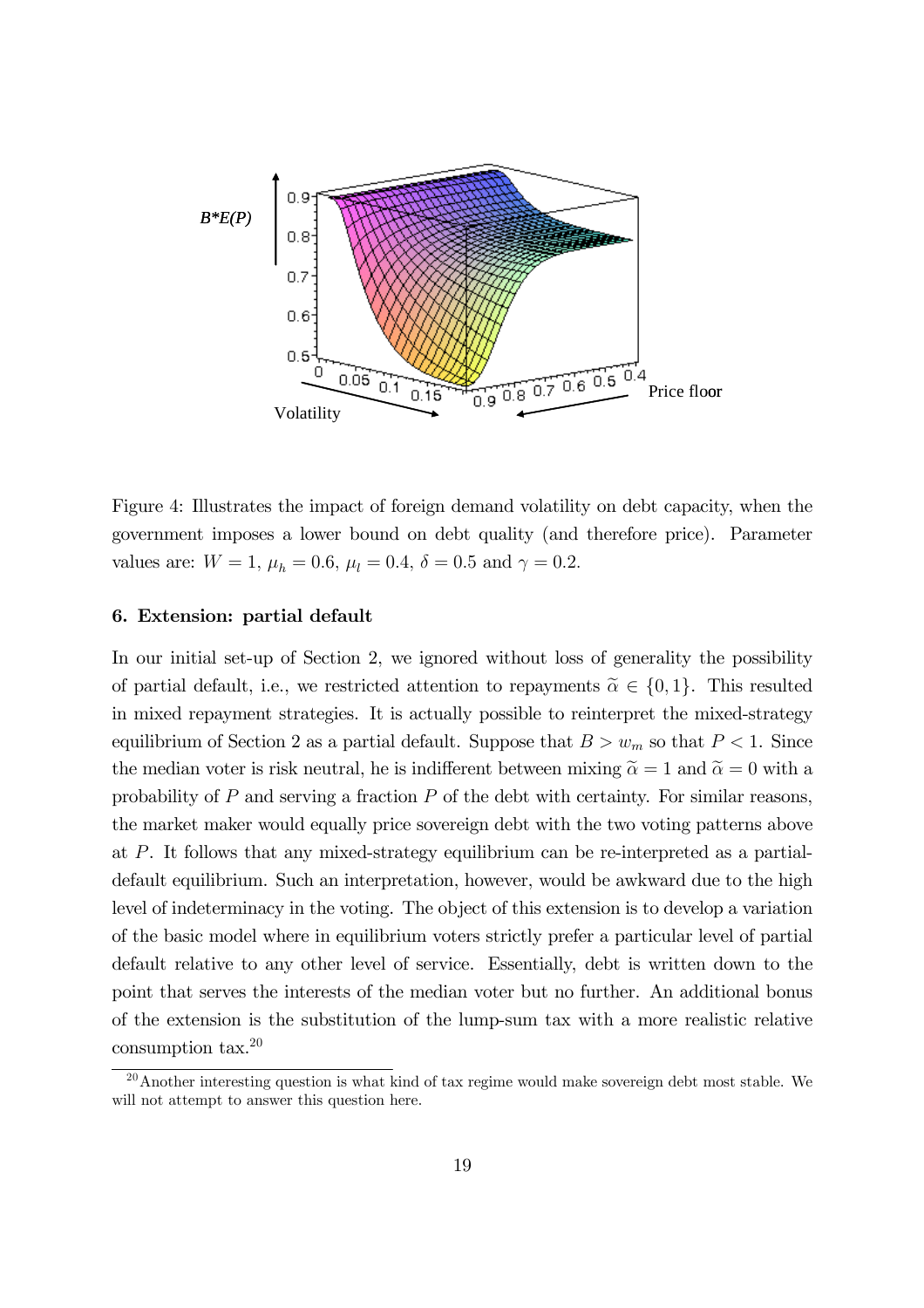Figure 4: Illustrates the impact of foreign demand volatility on debt capacity, when the government imposes a lower bound on debt quality (and therefore price). Parameter values are: $W = 1$, $\mu_h = 0.6$, $\mu_l = 0.4$, $\delta = 0.5$ and $\gamma = 0.2$.

### 6. Extension: partial default

In our initial set-up of Section 2, we ignored without loss of generality the possibility of partial default, i.e., we restricted attention to repayments $\widetilde{\alpha} \in \{0, 1\}$. This resulted in mixed repayment strategies. It is actually possible to reinterpret the mixed-strategy equilibrium of Section 2 as a partial default. Suppose that $B > w_m$ so that $P < 1$. Since the median voter is risk neutral, he is indifferent between mixing $\widetilde{\alpha} = 1$ and $\widetilde{\alpha} = 0$ with a probability of $P$ and serving a fraction $P$ of the debt with certainty. For similar reasons, the market maker would equally price sovereign debt with the two voting patterns above at $P$. It follows that any mixed-strategy equilibrium can be re-interpreted as a partial-default equilibrium. Such an interpretation, however, would be awkward due to the high level of indeterminacy in the voting. The object of this extension is to develop a variation of the basic model where in equilibrium voters strictly prefer a particular level of partial default relative to any other level of service. Essentially, debt is written down to the point that serves the interests of the median voter but no further. An additional bonus of the extension is the substitution of the lump-sum tax with a more realistic relative consumption tax.[20]

[20] Another interesting question is what kind of tax regime would make sovereign debt most stable. We will not attempt to answer this question here.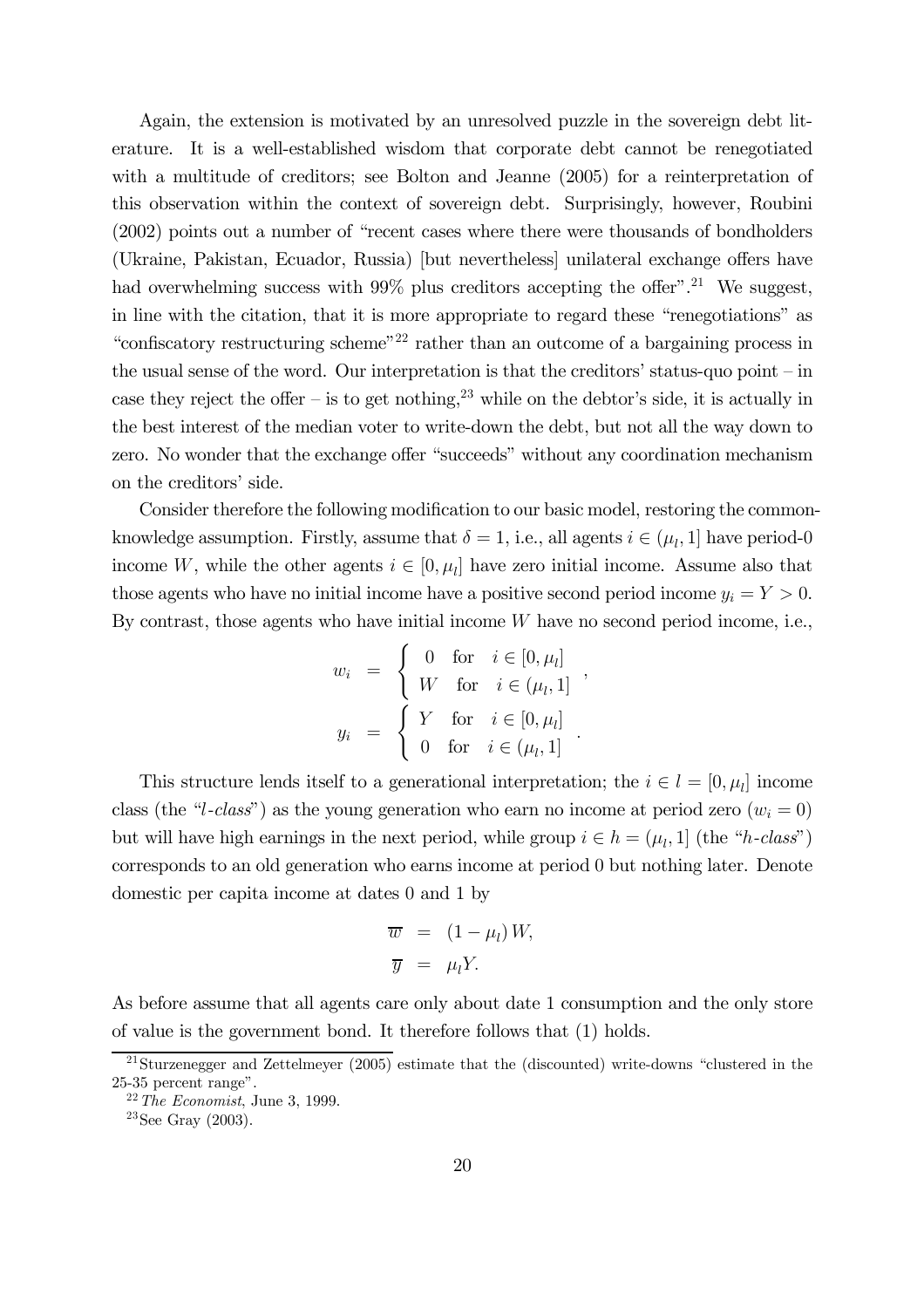Again, the extension is motivated by an unresolved puzzle in the sovereign debt literature. It is a well-established wisdom that corporate debt cannot be renegotiated with a multitude of creditors; see Bolton and Jeanne (2005) for a reinterpretation of this observation within the context of sovereign debt. Surprisingly, however, Roubini (2002) points out a number of "recent cases where there were thousands of bondholders (Ukraine, Pakistan, Ecuador, Russia) [but nevertheless] unilateral exchange offers have had overwhelming success with 99% plus creditors accepting the offer".[21] We suggest, in line with the citation, that it is more appropriate to regard these "renegotiations" as "confiscatory restructuring scheme"[22] rather than an outcome of a bargaining process in the usual sense of the word. Our interpretation is that the creditors' status-quo point – in case they reject the offer – is to get nothing,[23] while on the debtor's side, it is actually in the best interest of the median voter to write-down the debt, but not all the way down to zero. No wonder that the exchange offer "succeeds" without any coordination mechanism on the creditors' side.

Consider therefore the following modification to our basic model, restoring the common-knowledge assumption. Firstly, assume that $\delta = 1$, i.e., all agents $i \in (\mu_l, 1]$ have period-0 income $W$, while the other agents $i \in [0, \mu_l]$ have zero initial income. Assume also that those agents who have no initial income have a positive second period income $y_i = Y > 0$. By contrast, those agents who have initial income $W$ have no second period income, i.e.,

$$
\begin{aligned}
w_i &= \begin{cases} 0 & \text{for} \quad i \in [0, \mu_l] \\ W & \text{for} \quad i \in (\mu_l, 1] \end{cases}, \\
y_i &= \begin{cases} Y & \text{for} \quad i \in [0, \mu_l] \\ 0 & \text{for} \quad i \in (\mu_l, 1] \end{cases}.
\end{aligned}
$$

This structure lends itself to a generational interpretation; the $i \in l = [0, \mu_l]$ income class (the "*l-class*") as the young generation who earn no income at period zero ($w_i = 0$) but will have high earnings in the next period, while group $i \in h = (\mu_l, 1]$ (the "*h-class*") corresponds to an old generation who earns income at period 0 but nothing later. Denote domestic per capita income at dates 0 and 1 by

$$
\begin{aligned}
\overline{w} &= (1 - \mu_l) W, \\
\overline{y} &= \mu_l Y.
\end{aligned}
$$

As before assume that all agents care only about date 1 consumption and the only store of value is the government bond. It therefore follows that (1) holds.

[21] Sturzenegger and Zettelmeyer (2005) estimate that the (discounted) write-downs "clustered in the 25-35 percent range".

[22] *The Economist*, June 3, 1999.

[23] See Gray (2003).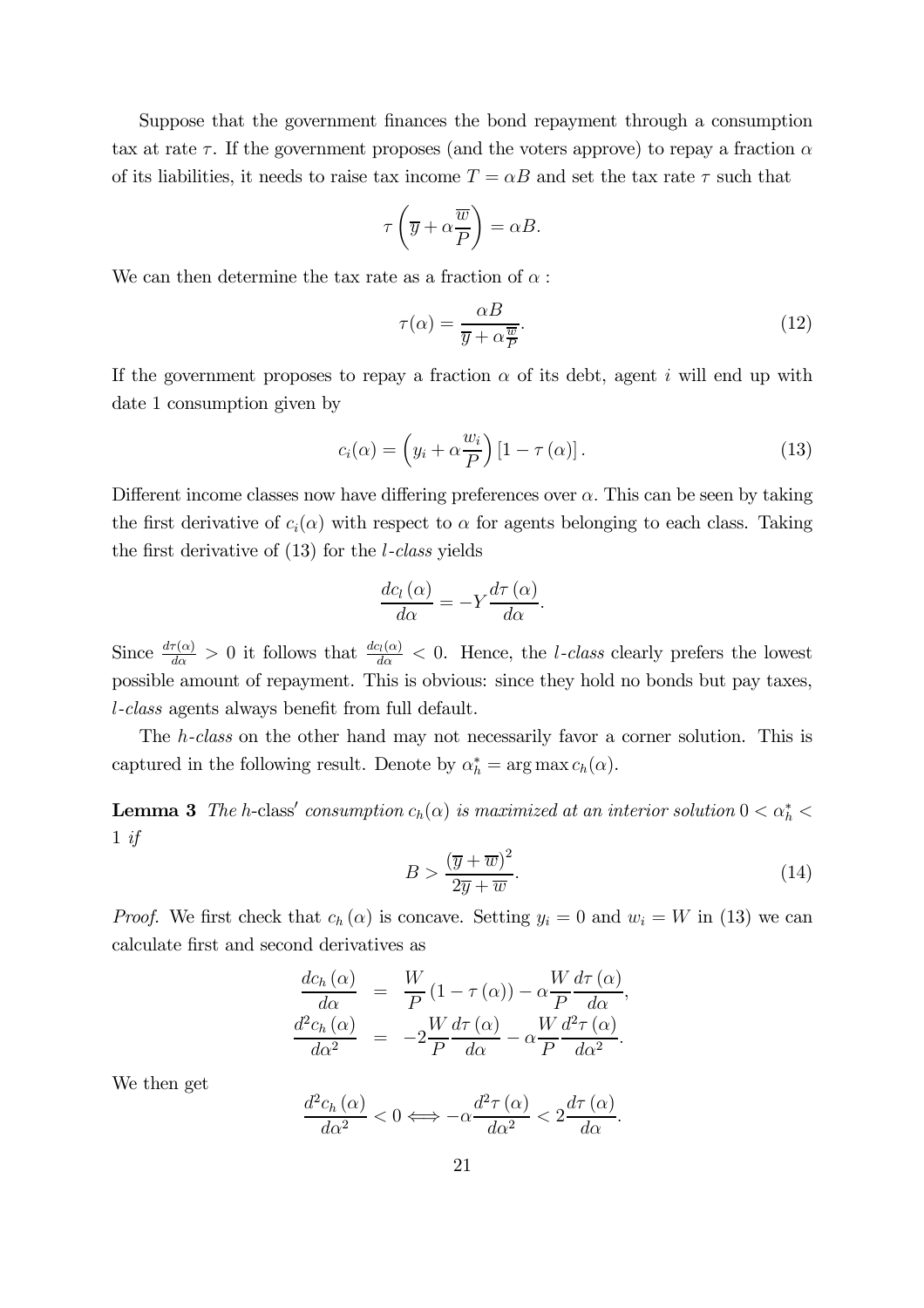Suppose that the government finances the bond repayment through a consumption tax at rate $\tau$. If the government proposes (and the voters approve) to repay a fraction $\alpha$ of its liabilities, it needs to raise tax income $T = \alpha B$ and set the tax rate $\tau$ such that

$$\tau\left(\overline{y} + \alpha\frac{\overline{w}}{P}\right) = \alpha B.$$

We can then determine the tax rate as a fraction of $\alpha$ :

$$\tau(\alpha) = \frac{\alpha B}{\overline{y} + \alpha\frac{\overline{w}}{P}}. \tag{12}$$

If the government proposes to repay a fraction $\alpha$ of its debt, agent $i$ will end up with date 1 consumption given by

$$c_i(\alpha) = \left(y_i + \alpha\frac{w_i}{P}\right)\left[1 - \tau(\alpha)\right]. \tag{13}$$

Different income classes now have differing preferences over $\alpha$. This can be seen by taking the first derivative of $c_i(\alpha)$ with respect to $\alpha$ for agents belonging to each class. Taking the first derivative of (13) for the *l-class* yields

$$\frac{dc_l(\alpha)}{d\alpha} = -Y\frac{d\tau(\alpha)}{d\alpha}.$$

Since $\frac{d\tau(\alpha)}{d\alpha} > 0$ it follows that $\frac{dc_l(\alpha)}{d\alpha} < 0$. Hence, the *l-class* clearly prefers the lowest possible amount of repayment. This is obvious: since they hold no bonds but pay taxes, *l-class* agents always benefit from full default.

The *h-class* on the other hand may not necessarily favor a corner solution. This is captured in the following result. Denote by $\alpha_h^* = \arg\max c_h(\alpha)$.

**Lemma 3** *The h-class′ consumption $c_h(\alpha)$ is maximized at an interior solution $0 < \alpha_h^* < 1$ if*

$$B > \frac{(\overline{y} + \overline{w})^2}{2\overline{y} + \overline{w}}. \tag{14}$$

*Proof.* We first check that $c_h(\alpha)$ is concave. Setting $y_i = 0$ and $w_i = W$ in (13) we can calculate first and second derivatives as

$$\begin{aligned}
\frac{dc_h(\alpha)}{d\alpha} &= \frac{W}{P}(1 - \tau(\alpha)) - \alpha\frac{W}{P}\frac{d\tau(\alpha)}{d\alpha}, \\
\frac{d^2c_h(\alpha)}{d\alpha^2} &= -2\frac{W}{P}\frac{d\tau(\alpha)}{d\alpha} - \alpha\frac{W}{P}\frac{d^2\tau(\alpha)}{d\alpha^2}.
\end{aligned}$$

We then get

$$\frac{d^2c_h(\alpha)}{d\alpha^2} < 0 \Longleftrightarrow -\alpha\frac{d^2\tau(\alpha)}{d\alpha^2} < 2\frac{d\tau(\alpha)}{d\alpha}.$$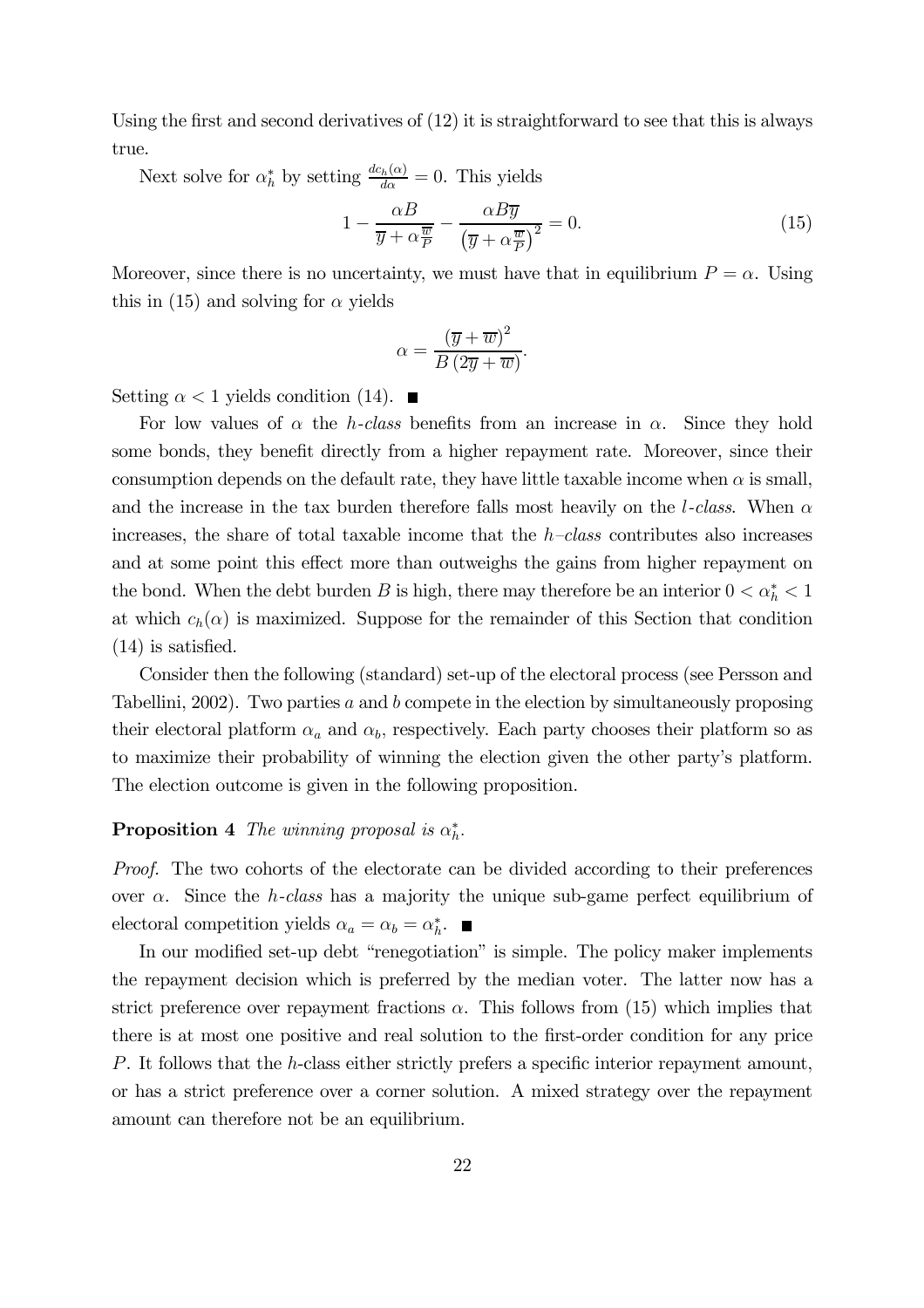Using the first and second derivatives of (12) it is straightforward to see that this is always true.

Next solve for $\alpha_h^*$ by setting $\frac{dc_h(\alpha)}{d\alpha} = 0$. This yields

$$1 - \frac{\alpha B}{\overline{y} + \alpha \frac{\overline{w}}{P}} - \frac{\alpha B \overline{y}}{\left(\overline{y} + \alpha \frac{\overline{w}}{P}\right)^2} = 0. \tag{15}$$

Moreover, since there is no uncertainty, we must have that in equilibrium $P = \alpha$. Using this in (15) and solving for $\alpha$ yields

$$\alpha = \frac{(\overline{y} + \overline{w})^2}{B\,(2\overline{y} + \overline{w})}.$$

Setting $\alpha < 1$ yields condition (14). ■

For low values of $\alpha$ the *h-class* benefits from an increase in $\alpha$. Since they hold some bonds, they benefit directly from a higher repayment rate. Moreover, since their consumption depends on the default rate, they have little taxable income when $\alpha$ is small, and the increase in the tax burden therefore falls most heavily on the *l-class*. When $\alpha$ increases, the share of total taxable income that the *h–class* contributes also increases and at some point this effect more than outweighs the gains from higher repayment on the bond. When the debt burden $B$ is high, there may therefore be an interior $0 < \alpha_h^* < 1$ at which $c_h(\alpha)$ is maximized. Suppose for the remainder of this Section that condition (14) is satisfied.

Consider then the following (standard) set-up of the electoral process (see Persson and Tabellini, 2002). Two parties $a$ and $b$ compete in the election by simultaneously proposing their electoral platform $\alpha_a$ and $\alpha_b$, respectively. Each party chooses their platform so as to maximize their probability of winning the election given the other party's platform. The election outcome is given in the following proposition.

**Proposition 4** *The winning proposal is $\alpha_h^*$.*

*Proof.* The two cohorts of the electorate can be divided according to their preferences over $\alpha$. Since the *h-class* has a majority the unique sub-game perfect equilibrium of electoral competition yields $\alpha_a = \alpha_b = \alpha_h^*$. ■

In our modified set-up debt "renegotiation" is simple. The policy maker implements the repayment decision which is preferred by the median voter. The latter now has a strict preference over repayment fractions $\alpha$. This follows from (15) which implies that there is at most one positive and real solution to the first-order condition for any price $P$. It follows that the $h$-class either strictly prefers a specific interior repayment amount, or has a strict preference over a corner solution. A mixed strategy over the repayment amount can therefore not be an equilibrium.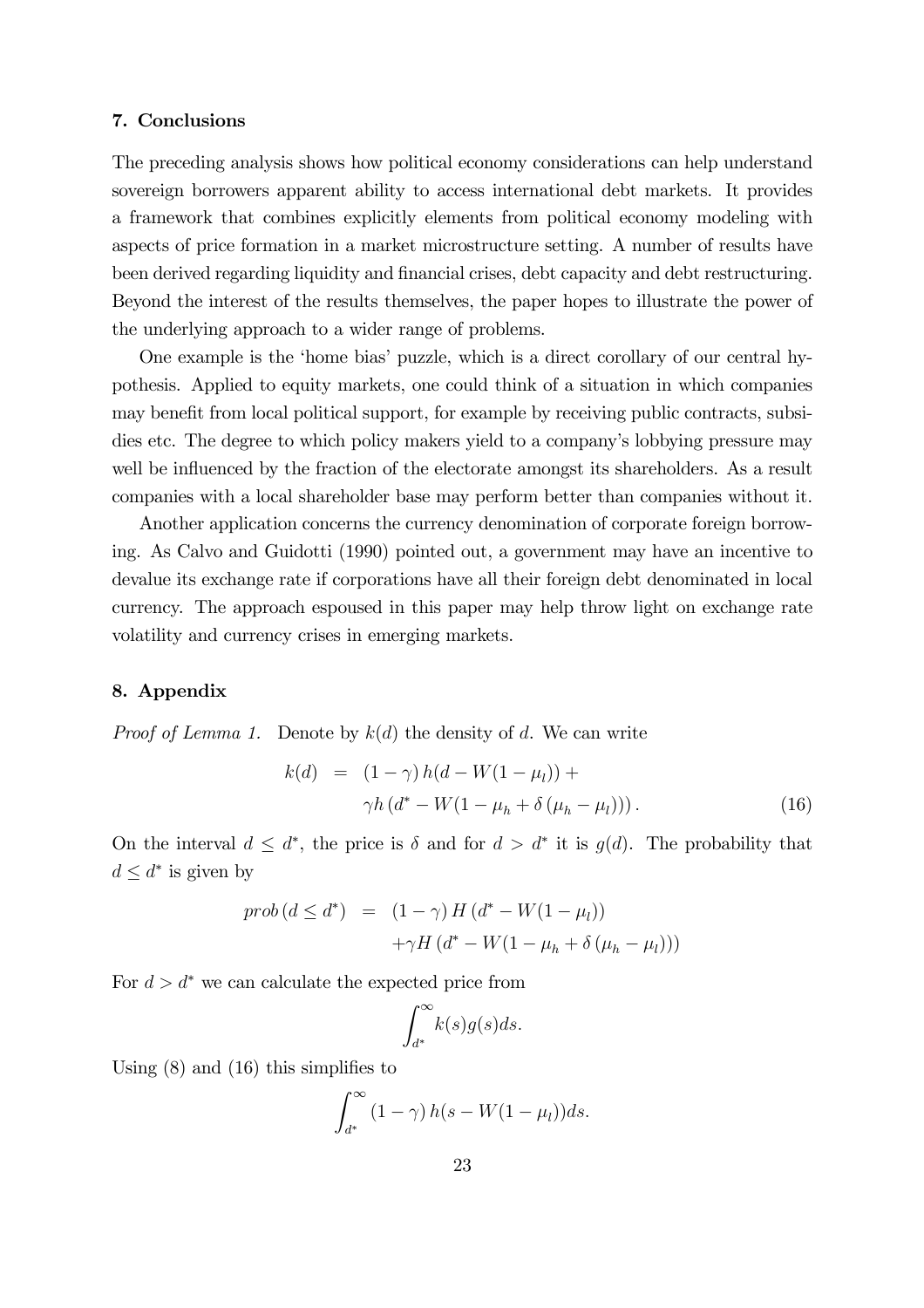## 7. Conclusions

The preceding analysis shows how political economy considerations can help understand sovereign borrowers apparent ability to access international debt markets. It provides a framework that combines explicitly elements from political economy modeling with aspects of price formation in a market microstructure setting. A number of results have been derived regarding liquidity and financial crises, debt capacity and debt restructuring. Beyond the interest of the results themselves, the paper hopes to illustrate the power of the underlying approach to a wider range of problems.

One example is the 'home bias' puzzle, which is a direct corollary of our central hypothesis. Applied to equity markets, one could think of a situation in which companies may benefit from local political support, for example by receiving public contracts, subsidies etc. The degree to which policy makers yield to a company's lobbying pressure may well be influenced by the fraction of the electorate amongst its shareholders. As a result companies with a local shareholder base may perform better than companies without it.

Another application concerns the currency denomination of corporate foreign borrowing. As Calvo and Guidotti (1990) pointed out, a government may have an incentive to devalue its exchange rate if corporations have all their foreign debt denominated in local currency. The approach espoused in this paper may help throw light on exchange rate volatility and currency crises in emerging markets.

## 8. Appendix

*Proof of Lemma 1.* Denote by $k(d)$ the density of $d$. We can write

$$
\begin{aligned}
k(d) &= (1-\gamma)\, h(d - W(1-\mu_l)) + \\
&\quad \gamma h\left(d^* - W(1-\mu_h + \delta\left(\mu_h - \mu_l\right))\right). \qquad (16)
\end{aligned}
$$

On the interval $d \leq d^*$, the price is $\delta$ and for $d > d^*$ it is $g(d)$. The probability that $d \leq d^*$ is given by

$$
\begin{aligned}
prob\left(d \leq d^*\right) &= (1-\gamma)\, H\left(d^* - W(1-\mu_l)\right) \\
&\quad + \gamma H\left(d^* - W(1-\mu_h + \delta\left(\mu_h - \mu_l\right))\right)
\end{aligned}
$$

For $d > d^*$ we can calculate the expected price from

$$
\int_{d^*}^{\infty} k(s) g(s) ds.
$$

Using (8) and (16) this simplifies to

$$
\int_{d^*}^{\infty} (1-\gamma)\, h(s - W(1-\mu_l)) ds.
$$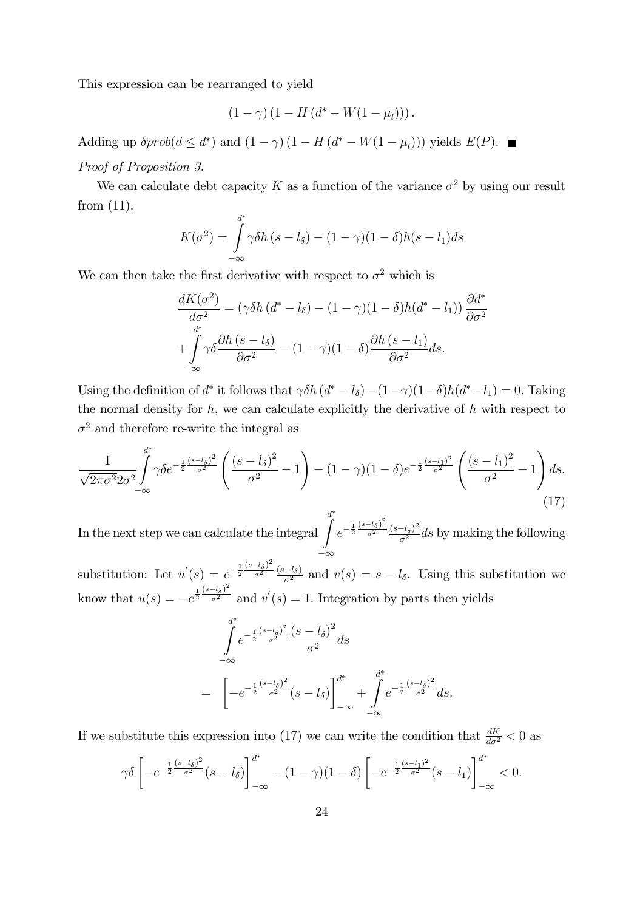This expression can be rearranged to yield

$$(1-\gamma)\left(1-H\left(d^{*}-W(1-\mu_{l})\right)\right).$$

Adding up $\delta prob(d \leq d^{*})$ and $(1-\gamma)\left(1-H\left(d^{*}-W(1-\mu_{l})\right)\right)$ yields $E(P)$. ■

*Proof of Proposition 3.*

We can calculate debt capacity $K$ as a function of the variance $\sigma^2$ by using our result from (11).

$$K(\sigma^2) = \int_{-\infty}^{d^*} \gamma\delta h\left(s-l_\delta\right) - (1-\gamma)(1-\delta)h(s-l_1)ds$$

We can then take the first derivative with respect to $\sigma^2$ which is

$$\frac{dK(\sigma^2)}{d\sigma^2} = \left(\gamma\delta h\left(d^*-l_\delta\right) - (1-\gamma)(1-\delta)h(d^*-l_1)\right)\frac{\partial d^*}{\partial\sigma^2}$$
$$+\int_{-\infty}^{d^*} \gamma\delta\frac{\partial h\left(s-l_\delta\right)}{\partial\sigma^2} - (1-\gamma)(1-\delta)\frac{\partial h\left(s-l_1\right)}{\partial\sigma^2}ds.$$

Using the definition of $d^*$ it follows that $\gamma\delta h\left(d^*-l_\delta\right) - (1-\gamma)(1-\delta)h(d^*-l_1) = 0$. Taking the normal density for $h$, we can calculate explicitly the derivative of $h$ with respect to $\sigma^2$ and therefore re-write the integral as

$$\frac{1}{\sqrt{2\pi\sigma^2}2\sigma^2}\int_{-\infty}^{d^*}\gamma\delta e^{-\frac{1}{2}\frac{(s-l_\delta)^2}{\sigma^2}}\left(\frac{\left(s-l_\delta\right)^2}{\sigma^2}-1\right) - (1-\gamma)(1-\delta)e^{-\frac{1}{2}\frac{(s-l_1)^2}{\sigma^2}}\left(\frac{\left(s-l_1\right)^2}{\sigma^2}-1\right)ds. \tag{17}$$

In the next step we can calculate the integral $\int_{-\infty}^{d^*} e^{-\frac{1}{2}\frac{(s-l_\delta)^2}{\sigma^2}}\frac{(s-l_\delta)^2}{\sigma^2}ds$ by making the following substitution: Let $u'(s) = e^{-\frac{1}{2}\frac{(s-l_\delta)^2}{\sigma^2}}\frac{(s-l_\delta)}{\sigma^2}$ and $v(s) = s-l_\delta$. Using this substitution we know that $u(s) = -e^{\frac{1}{2}\frac{(s-l_\delta)^2}{\sigma^2}}$ and $v'(s) = 1$. Integration by parts then yields

$$\int_{-\infty}^{d^*} e^{-\frac{1}{2}\frac{(s-l_\delta)^2}{\sigma^2}}\frac{\left(s-l_\delta\right)^2}{\sigma^2}ds$$
$$= \left[-e^{-\frac{1}{2}\frac{(s-l_\delta)^2}{\sigma^2}}(s-l_\delta)\right]_{-\infty}^{d^*} + \int_{-\infty}^{d^*} e^{-\frac{1}{2}\frac{(s-l_\delta)^2}{\sigma^2}}ds.$$

If we substitute this expression into (17) we can write the condition that $\frac{dK}{d\sigma^2} < 0$ as

$$\gamma\delta\left[-e^{-\frac{1}{2}\frac{(s-l_\delta)^2}{\sigma^2}}(s-l_\delta)\right]_{-\infty}^{d^*} - (1-\gamma)(1-\delta)\left[-e^{-\frac{1}{2}\frac{(s-l_1)^2}{\sigma^2}}(s-l_1)\right]_{-\infty}^{d^*} < 0.$$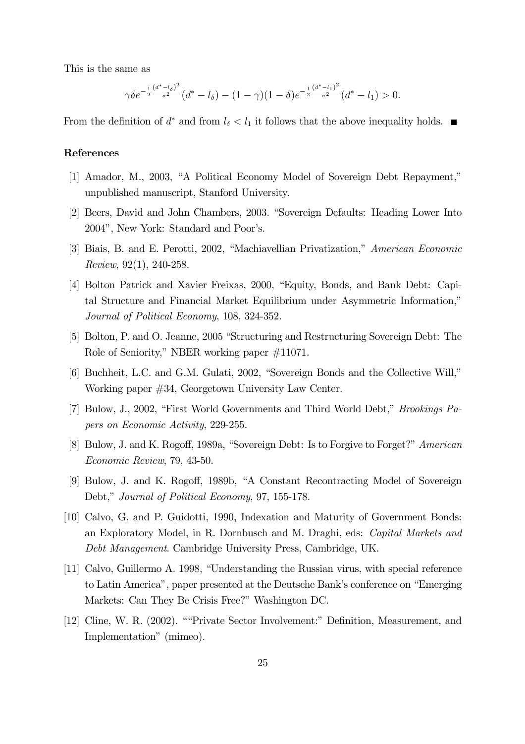This is the same as

$$\gamma\delta e^{-\frac{1}{2}\frac{(d^*-l_\delta)^2}{\sigma^2}}(d^*-l_\delta)-(1-\gamma)(1-\delta)e^{-\frac{1}{2}\frac{(d^*-l_1)^2}{\sigma^2}}(d^*-l_1)>0.$$

From the definition of $d^*$ and from $l_\delta < l_1$ it follows that the above inequality holds. ■

## References

[1] Amador, M., 2003, "A Political Economy Model of Sovereign Debt Repayment," unpublished manuscript, Stanford University.

[2] Beers, David and John Chambers, 2003. "Sovereign Defaults: Heading Lower Into 2004", New York: Standard and Poor's.

[3] Biais, B. and E. Perotti, 2002, "Machiavellian Privatization," *American Economic Review*, 92(1), 240-258.

[4] Bolton Patrick and Xavier Freixas, 2000, "Equity, Bonds, and Bank Debt: Capital Structure and Financial Market Equilibrium under Asymmetric Information," *Journal of Political Economy*, 108, 324-352.

[5] Bolton, P. and O. Jeanne, 2005 "Structuring and Restructuring Sovereign Debt: The Role of Seniority," NBER working paper #11071.

[6] Buchheit, L.C. and G.M. Gulati, 2002, "Sovereign Bonds and the Collective Will," Working paper #34, Georgetown University Law Center.

[7] Bulow, J., 2002, "First World Governments and Third World Debt," *Brookings Papers on Economic Activity*, 229-255.

[8] Bulow, J. and K. Rogoff, 1989a, "Sovereign Debt: Is to Forgive to Forget?" *American Economic Review*, 79, 43-50.

[9] Bulow, J. and K. Rogoff, 1989b, "A Constant Recontracting Model of Sovereign Debt," *Journal of Political Economy*, 97, 155-178.

[10] Calvo, G. and P. Guidotti, 1990, Indexation and Maturity of Government Bonds: an Exploratory Model, in R. Dornbusch and M. Draghi, eds: *Capital Markets and Debt Management*. Cambridge University Press, Cambridge, UK.

[11] Calvo, Guillermo A. 1998, "Understanding the Russian virus, with special reference to Latin America", paper presented at the Deutsche Bank's conference on "Emerging Markets: Can They Be Crisis Free?" Washington DC.

[12] Cline, W. R. (2002). ""Private Sector Involvement:" Definition, Measurement, and Implementation" (mimeo).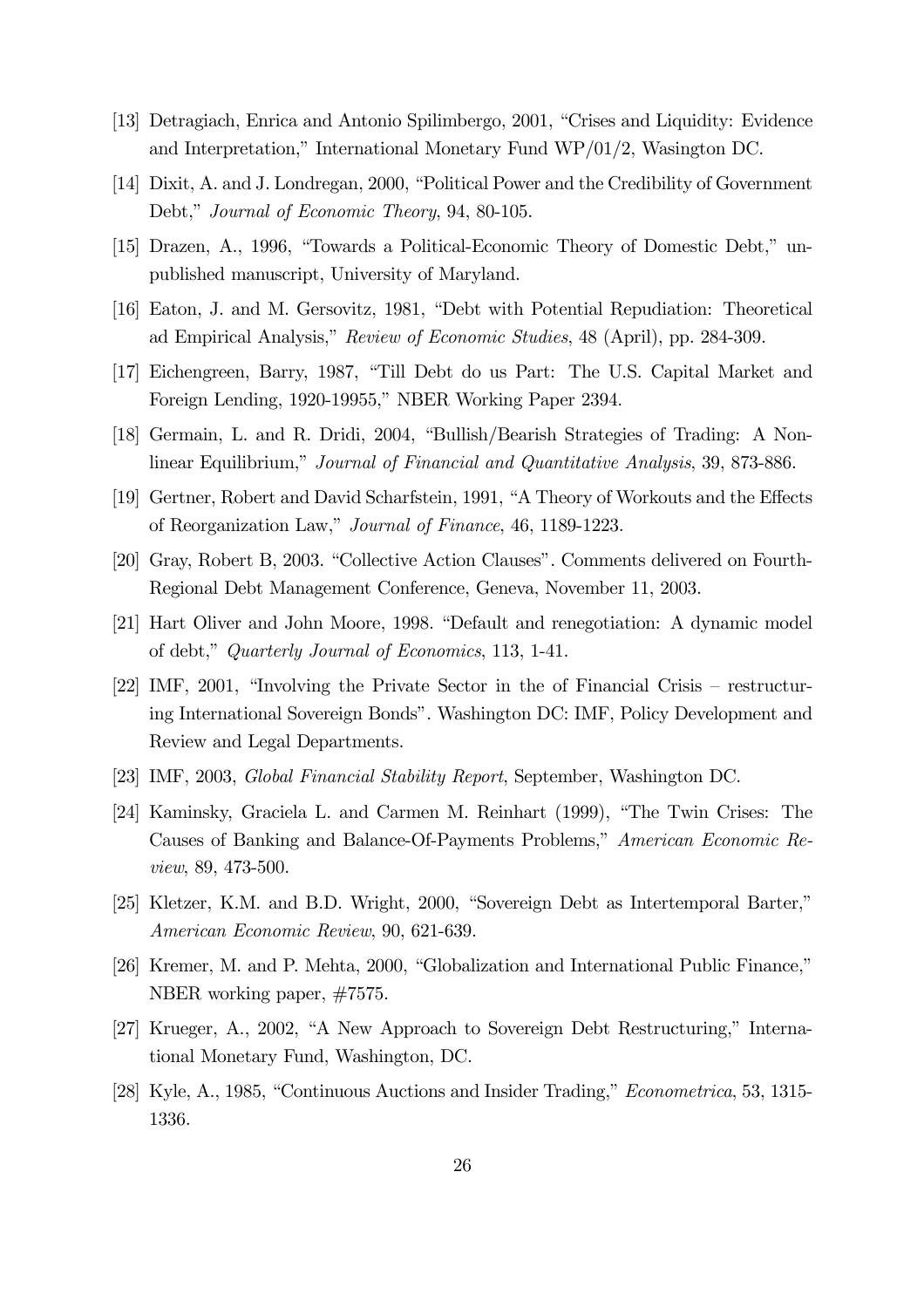[13] Detragiach, Enrica and Antonio Spilimbergo, 2001, "Crises and Liquidity: Evidence and Interpretation," International Monetary Fund WP/01/2, Wasington DC.

[14] Dixit, A. and J. Londregan, 2000, "Political Power and the Credibility of Government Debt," *Journal of Economic Theory*, 94, 80-105.

[15] Drazen, A., 1996, "Towards a Political-Economic Theory of Domestic Debt," unpublished manuscript, University of Maryland.

[16] Eaton, J. and M. Gersovitz, 1981, "Debt with Potential Repudiation: Theoretical ad Empirical Analysis," *Review of Economic Studies*, 48 (April), pp. 284-309.

[17] Eichengreen, Barry, 1987, "Till Debt do us Part: The U.S. Capital Market and Foreign Lending, 1920-19955," NBER Working Paper 2394.

[18] Germain, L. and R. Dridi, 2004, "Bullish/Bearish Strategies of Trading: A Nonlinear Equilibrium," *Journal of Financial and Quantitative Analysis*, 39, 873-886.

[19] Gertner, Robert and David Scharfstein, 1991, "A Theory of Workouts and the Effects of Reorganization Law," *Journal of Finance*, 46, 1189-1223.

[20] Gray, Robert B, 2003. "Collective Action Clauses". Comments delivered on Fourth-Regional Debt Management Conference, Geneva, November 11, 2003.

[21] Hart Oliver and John Moore, 1998. "Default and renegotiation: A dynamic model of debt," *Quarterly Journal of Economics*, 113, 1-41.

[22] IMF, 2001, "Involving the Private Sector in the of Financial Crisis – restructuring International Sovereign Bonds". Washington DC: IMF, Policy Development and Review and Legal Departments.

[23] IMF, 2003, *Global Financial Stability Report*, September, Washington DC.

[24] Kaminsky, Graciela L. and Carmen M. Reinhart (1999), "The Twin Crises: The Causes of Banking and Balance-Of-Payments Problems," *American Economic Review*, 89, 473-500.

[25] Kletzer, K.M. and B.D. Wright, 2000, "Sovereign Debt as Intertemporal Barter," *American Economic Review*, 90, 621-639.

[26] Kremer, M. and P. Mehta, 2000, "Globalization and International Public Finance," NBER working paper, #7575.

[27] Krueger, A., 2002, "A New Approach to Sovereign Debt Restructuring," International Monetary Fund, Washington, DC.

[28] Kyle, A., 1985, "Continuous Auctions and Insider Trading," *Econometrica*, 53, 1315-1336.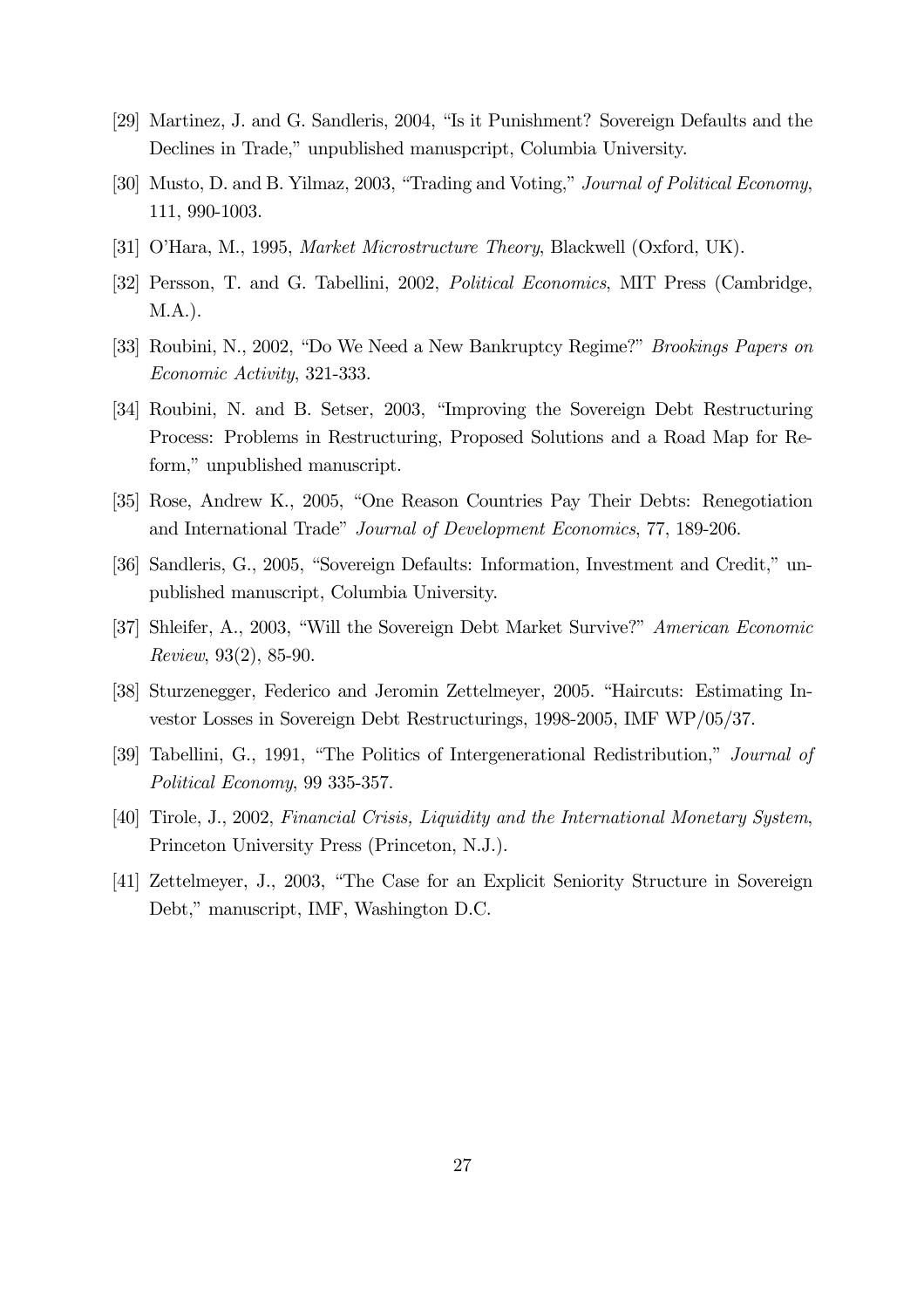[29] Martinez, J. and G. Sandleris, 2004, "Is it Punishment? Sovereign Defaults and the Declines in Trade," unpublished manuspcript, Columbia University.

[30] Musto, D. and B. Yilmaz, 2003, "Trading and Voting," *Journal of Political Economy*, 111, 990-1003.

[31] O'Hara, M., 1995, *Market Microstructure Theory*, Blackwell (Oxford, UK).

[32] Persson, T. and G. Tabellini, 2002, *Political Economics*, MIT Press (Cambridge, M.A.).

[33] Roubini, N., 2002, "Do We Need a New Bankruptcy Regime?" *Brookings Papers on Economic Activity*, 321-333.

[34] Roubini, N. and B. Setser, 2003, "Improving the Sovereign Debt Restructuring Process: Problems in Restructuring, Proposed Solutions and a Road Map for Reform," unpublished manuscript.

[35] Rose, Andrew K., 2005, "One Reason Countries Pay Their Debts: Renegotiation and International Trade" *Journal of Development Economics*, 77, 189-206.

[36] Sandleris, G., 2005, "Sovereign Defaults: Information, Investment and Credit," unpublished manuscript, Columbia University.

[37] Shleifer, A., 2003, "Will the Sovereign Debt Market Survive?" *American Economic Review*, 93(2), 85-90.

[38] Sturzenegger, Federico and Jeromin Zettelmeyer, 2005. "Haircuts: Estimating Investor Losses in Sovereign Debt Restructurings, 1998-2005, IMF WP/05/37.

[39] Tabellini, G., 1991, "The Politics of Intergenerational Redistribution," *Journal of Political Economy*, 99 335-357.

[40] Tirole, J., 2002, *Financial Crisis, Liquidity and the International Monetary System*, Princeton University Press (Princeton, N.J.).

[41] Zettelmeyer, J., 2003, "The Case for an Explicit Seniority Structure in Sovereign Debt," manuscript, IMF, Washington D.C.